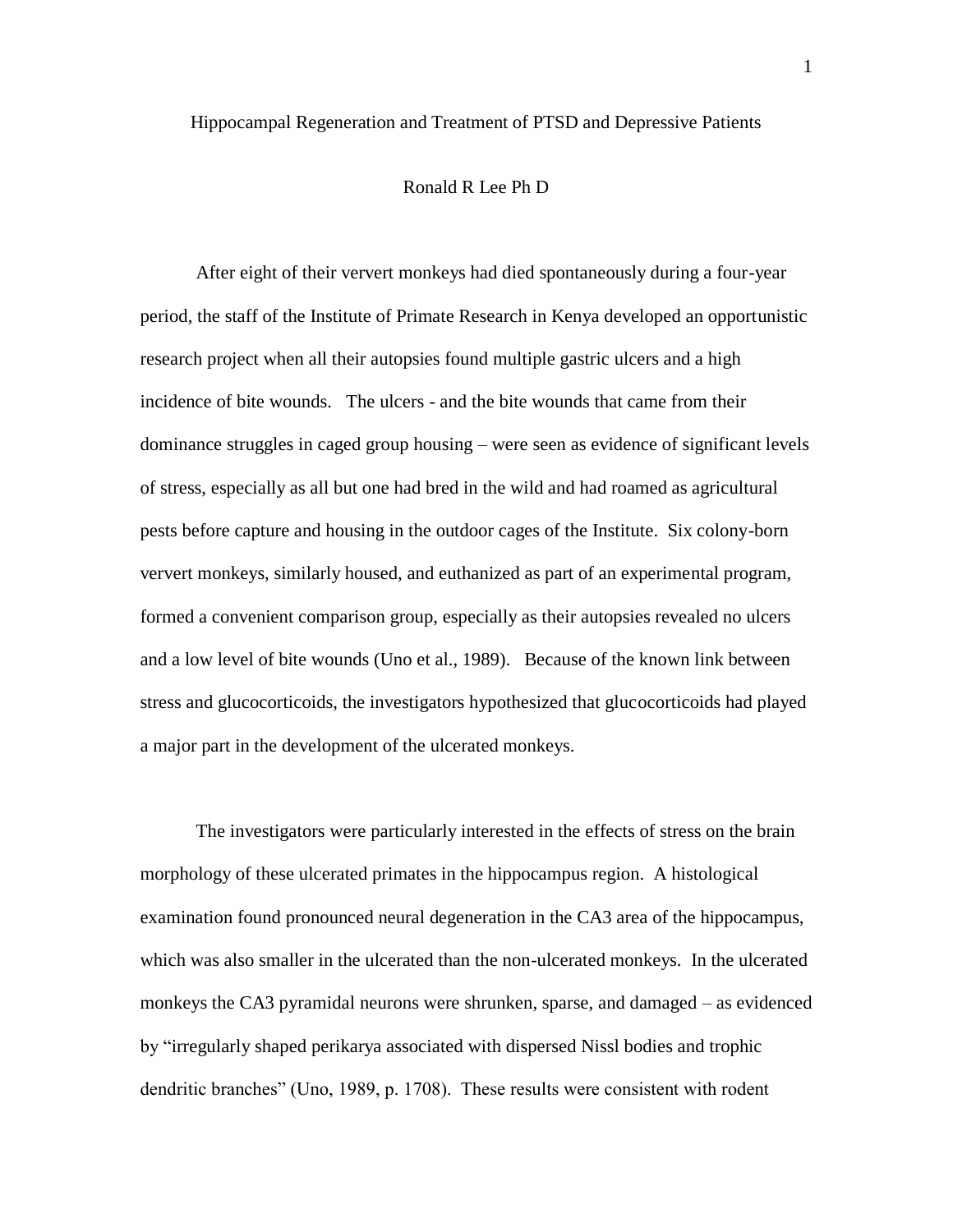# Hippocampal Regeneration and Treatment of PTSD and Depressive Patients

Ronald R Lee Ph D

After eight of their ververt monkeys had died spontaneously during a four-year period, the staff of the Institute of Primate Research in Kenya developed an opportunistic research project when all their autopsies found multiple gastric ulcers and a high incidence of bite wounds. The ulcers - and the bite wounds that came from their dominance struggles in caged group housing – were seen as evidence of significant levels of stress, especially as all but one had bred in the wild and had roamed as agricultural pests before capture and housing in the outdoor cages of the Institute. Six colony-born ververt monkeys, similarly housed, and euthanized as part of an experimental program, formed a convenient comparison group, especially as their autopsies revealed no ulcers and a low level of bite wounds (Uno et al., 1989). Because of the known link between stress and glucocorticoids, the investigators hypothesized that glucocorticoids had played a major part in the development of the ulcerated monkeys.

The investigators were particularly interested in the effects of stress on the brain morphology of these ulcerated primates in the hippocampus region. A histological examination found pronounced neural degeneration in the CA3 area of the hippocampus, which was also smaller in the ulcerated than the non-ulcerated monkeys. In the ulcerated monkeys the CA3 pyramidal neurons were shrunken, sparse, and damaged – as evidenced by "irregularly shaped perikarya associated with dispersed Nissl bodies and trophic dendritic branches" (Uno, 1989, p. 1708). These results were consistent with rodent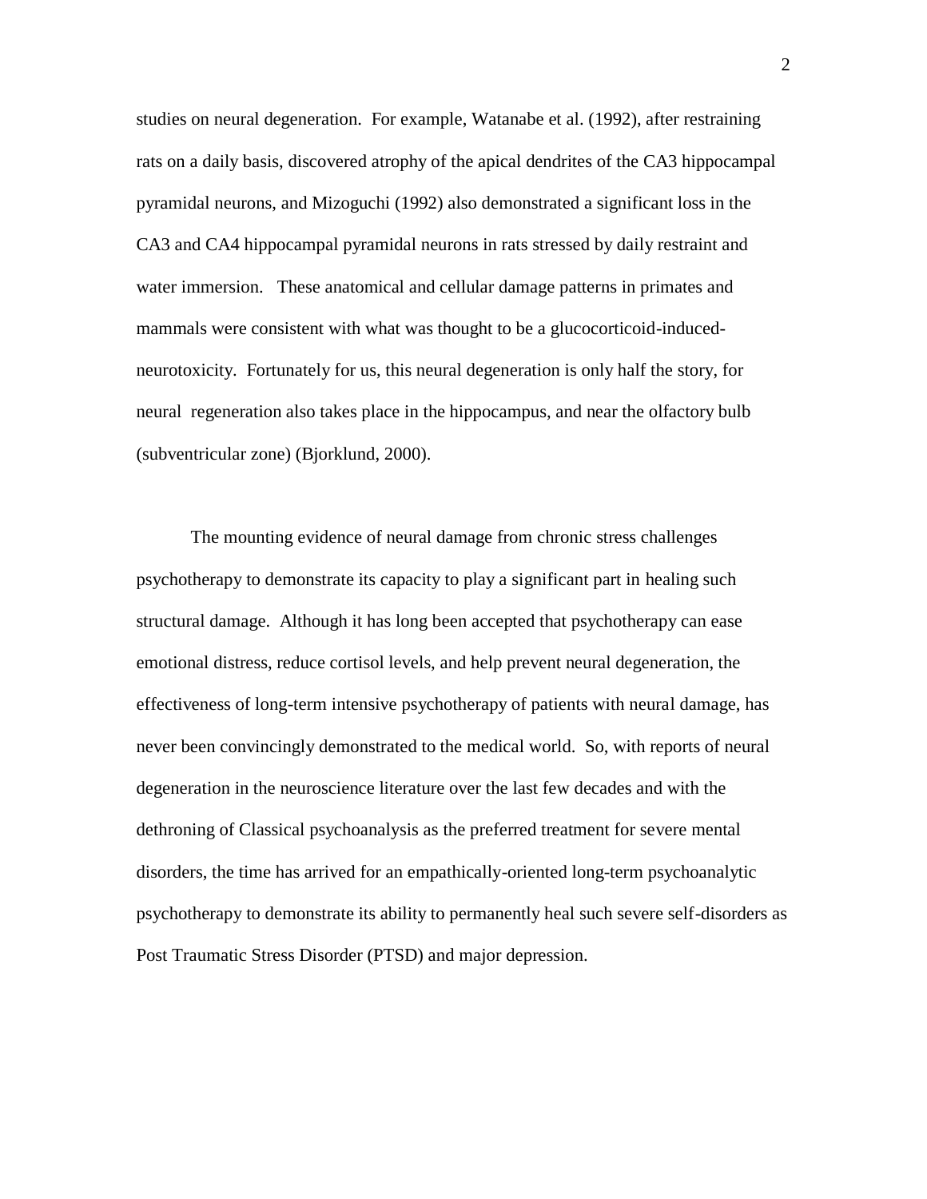studies on neural degeneration. For example, Watanabe et al. (1992), after restraining rats on a daily basis, discovered atrophy of the apical dendrites of the CA3 hippocampal pyramidal neurons, and Mizoguchi (1992) also demonstrated a significant loss in the CA3 and CA4 hippocampal pyramidal neurons in rats stressed by daily restraint and water immersion. These anatomical and cellular damage patterns in primates and mammals were consistent with what was thought to be a glucocorticoid-induced-neurotoxicity. Fortunately for us, this neural degeneration is only half the story, for neural regeneration also takes place in the hippocampus, and near the olfactory bulb (subventricular zone) (Bjorklund, 2000).

The mounting evidence of neural damage from chronic stress challenges psychotherapy to demonstrate its capacity to play a significant part in healing such structural damage. Although it has long been accepted that psychotherapy can ease emotional distress, reduce cortisol levels, and help prevent neural degeneration, the effectiveness of long-term intensive psychotherapy of patients with neural damage, has never been convincingly demonstrated to the medical world. So, with reports of neural degeneration in the neuroscience literature over the last few decades and with the dethroning of Classical psychoanalysis as the preferred treatment for severe mental disorders, the time has arrived for an empathically-oriented long-term psychoanalytic psychotherapy to demonstrate its ability to permanently heal such severe self-disorders as Post Traumatic Stress Disorder (PTSD) and major depression.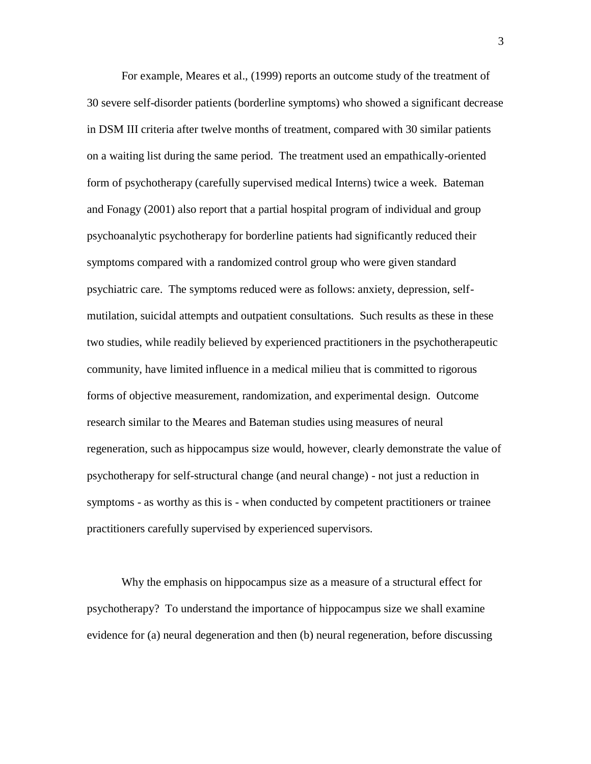For example, Meares et al., (1999) reports an outcome study of the treatment of 30 severe self-disorder patients (borderline symptoms) who showed a significant decrease in DSM III criteria after twelve months of treatment, compared with 30 similar patients on a waiting list during the same period. The treatment used an empathically-oriented form of psychotherapy (carefully supervised medical Interns) twice a week. Bateman and Fonagy (2001) also report that a partial hospital program of individual and group psychoanalytic psychotherapy for borderline patients had significantly reduced their symptoms compared with a randomized control group who were given standard psychiatric care. The symptoms reduced were as follows: anxiety, depression, self-mutilation, suicidal attempts and outpatient consultations. Such results as these in these two studies, while readily believed by experienced practitioners in the psychotherapeutic community, have limited influence in a medical milieu that is committed to rigorous forms of objective measurement, randomization, and experimental design. Outcome research similar to the Meares and Bateman studies using measures of neural regeneration, such as hippocampus size would, however, clearly demonstrate the value of psychotherapy for self-structural change (and neural change) - not just a reduction in symptoms - as worthy as this is - when conducted by competent practitioners or trainee practitioners carefully supervised by experienced supervisors.

Why the emphasis on hippocampus size as a measure of a structural effect for psychotherapy? To understand the importance of hippocampus size we shall examine evidence for (a) neural degeneration and then (b) neural regeneration, before discussing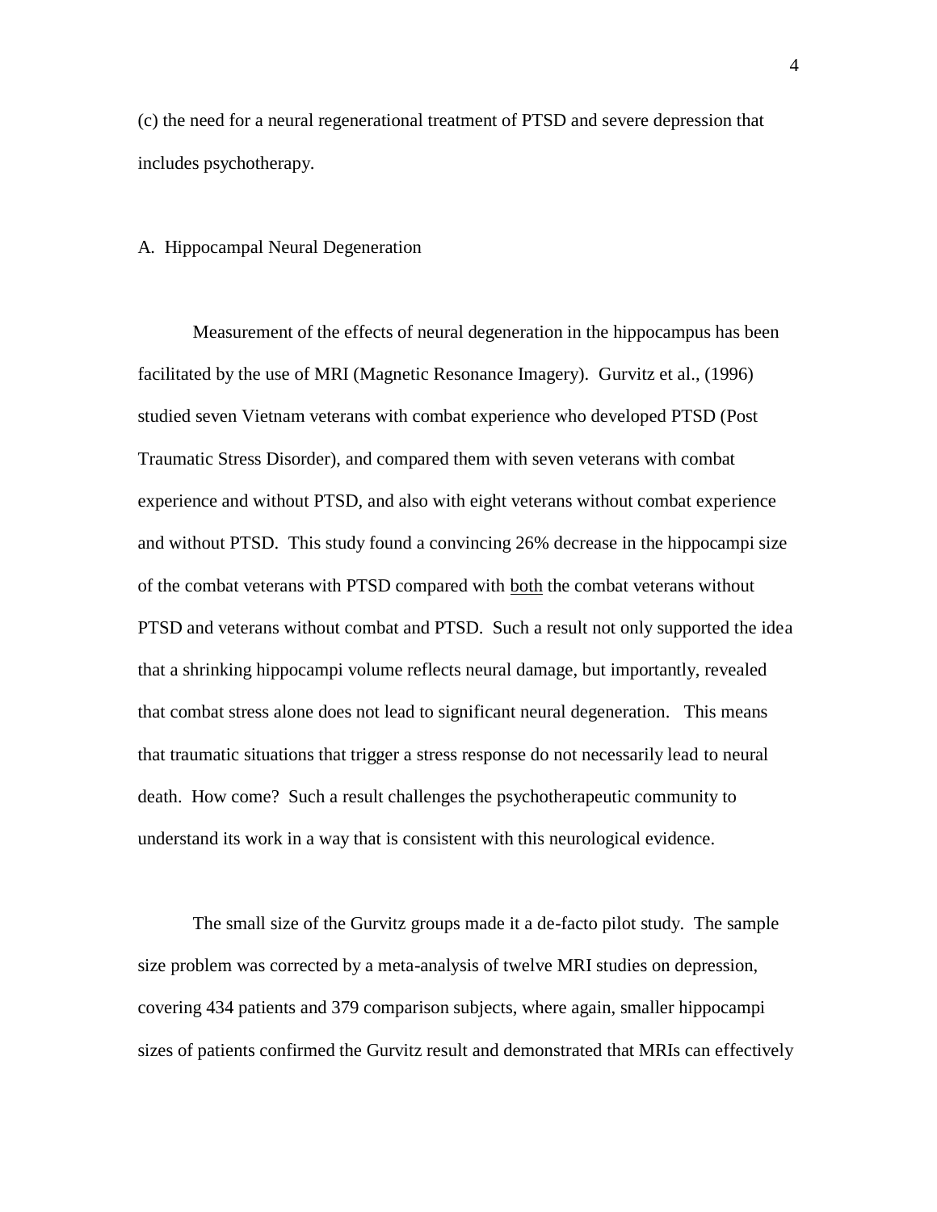(c) the need for a neural regenerational treatment of PTSD and severe depression that includes psychotherapy.

## A. Hippocampal Neural Degeneration

Measurement of the effects of neural degeneration in the hippocampus has been facilitated by the use of MRI (Magnetic Resonance Imagery). Gurvitz et al., (1996) studied seven Vietnam veterans with combat experience who developed PTSD (Post Traumatic Stress Disorder), and compared them with seven veterans with combat experience and without PTSD, and also with eight veterans without combat experience and without PTSD. This study found a convincing 26% decrease in the hippocampi size of the combat veterans with PTSD compared with <u>both</u> the combat veterans without PTSD and veterans without combat and PTSD. Such a result not only supported the idea that a shrinking hippocampi volume reflects neural damage, but importantly, revealed that combat stress alone does not lead to significant neural degeneration. This means that traumatic situations that trigger a stress response do not necessarily lead to neural death. How come? Such a result challenges the psychotherapeutic community to understand its work in a way that is consistent with this neurological evidence.

The small size of the Gurvitz groups made it a de-facto pilot study. The sample size problem was corrected by a meta-analysis of twelve MRI studies on depression, covering 434 patients and 379 comparison subjects, where again, smaller hippocampi sizes of patients confirmed the Gurvitz result and demonstrated that MRIs can effectively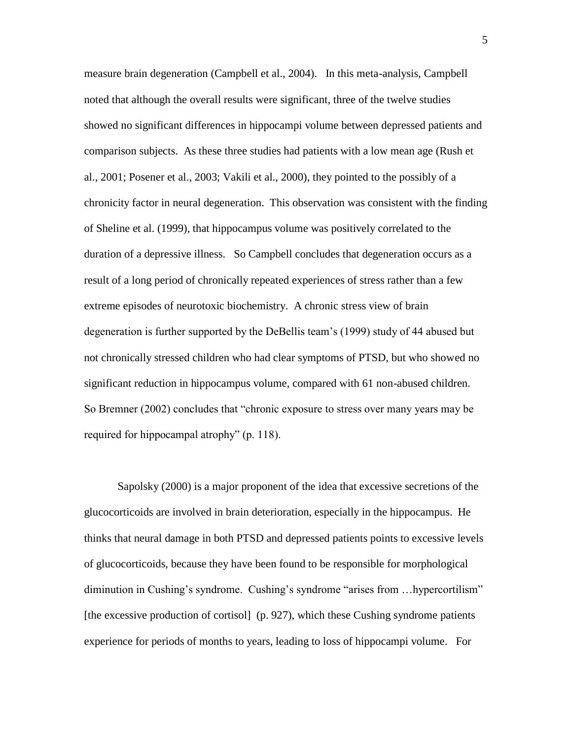measure brain degeneration (Campbell et al., 2004). In this meta-analysis, Campbell noted that although the overall results were significant, three of the twelve studies showed no significant differences in hippocampi volume between depressed patients and comparison subjects. As these three studies had patients with a low mean age (Rush et al., 2001; Posener et al., 2003; Vakili et al., 2000), they pointed to the possibly of a chronicity factor in neural degeneration. This observation was consistent with the finding of Sheline et al. (1999), that hippocampus volume was positively correlated to the duration of a depressive illness. So Campbell concludes that degeneration occurs as a result of a long period of chronically repeated experiences of stress rather than a few extreme episodes of neurotoxic biochemistry. A chronic stress view of brain degeneration is further supported by the DeBellis team's (1999) study of 44 abused but not chronically stressed children who had clear symptoms of PTSD, but who showed no significant reduction in hippocampus volume, compared with 61 non-abused children. So Bremner (2002) concludes that "chronic exposure to stress over many years may be required for hippocampal atrophy" (p. 118).

Sapolsky (2000) is a major proponent of the idea that excessive secretions of the glucocorticoids are involved in brain deterioration, especially in the hippocampus. He thinks that neural damage in both PTSD and depressed patients points to excessive levels of glucocorticoids, because they have been found to be responsible for morphological diminution in Cushing's syndrome. Cushing's syndrome "arises from …hypercortilism" [the excessive production of cortisol] (p. 927), which these Cushing syndrome patients experience for periods of months to years, leading to loss of hippocampi volume. For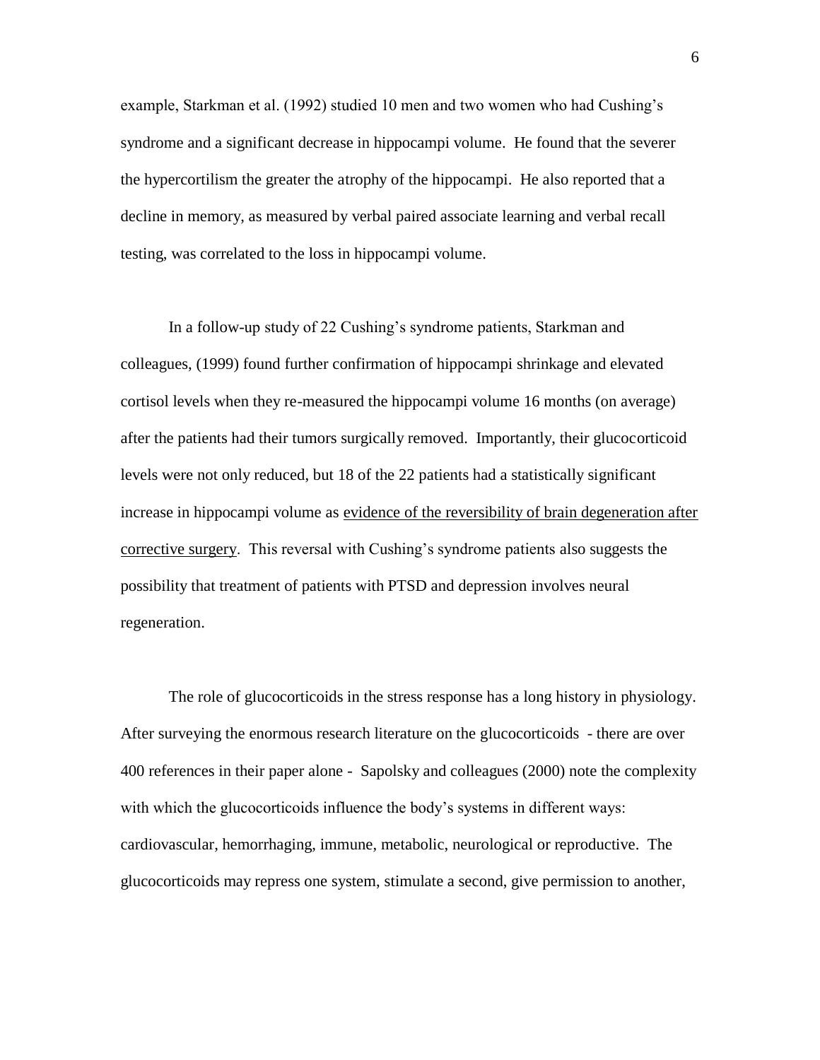example, Starkman et al. (1992) studied 10 men and two women who had Cushing's syndrome and a significant decrease in hippocampi volume. He found that the severer the hypercortilism the greater the atrophy of the hippocampi. He also reported that a decline in memory, as measured by verbal paired associate learning and verbal recall testing, was correlated to the loss in hippocampi volume.

In a follow-up study of 22 Cushing's syndrome patients, Starkman and colleagues, (1999) found further confirmation of hippocampi shrinkage and elevated cortisol levels when they re-measured the hippocampi volume 16 months (on average) after the patients had their tumors surgically removed. Importantly, their glucocorticoid levels were not only reduced, but 18 of the 22 patients had a statistically significant increase in hippocampi volume as <u>evidence of the reversibility of brain degeneration after corrective surgery</u>. This reversal with Cushing's syndrome patients also suggests the possibility that treatment of patients with PTSD and depression involves neural regeneration.

The role of glucocorticoids in the stress response has a long history in physiology. After surveying the enormous research literature on the glucocorticoids - there are over 400 references in their paper alone - Sapolsky and colleagues (2000) note the complexity with which the glucocorticoids influence the body's systems in different ways: cardiovascular, hemorrhaging, immune, metabolic, neurological or reproductive. The glucocorticoids may repress one system, stimulate a second, give permission to another,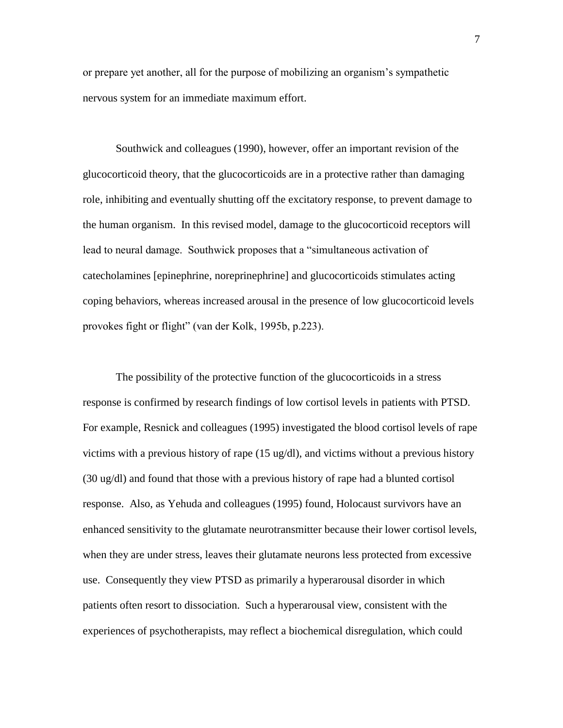or prepare yet another, all for the purpose of mobilizing an organism's sympathetic nervous system for an immediate maximum effort.

Southwick and colleagues (1990), however, offer an important revision of the glucocorticoid theory, that the glucocorticoids are in a protective rather than damaging role, inhibiting and eventually shutting off the excitatory response, to prevent damage to the human organism. In this revised model, damage to the glucocorticoid receptors will lead to neural damage. Southwick proposes that a "simultaneous activation of catecholamines [epinephrine, noreprinephrine] and glucocorticoids stimulates acting coping behaviors, whereas increased arousal in the presence of low glucocorticoid levels provokes fight or flight" (van der Kolk, 1995b, p.223).

The possibility of the protective function of the glucocorticoids in a stress response is confirmed by research findings of low cortisol levels in patients with PTSD. For example, Resnick and colleagues (1995) investigated the blood cortisol levels of rape victims with a previous history of rape (15 ug/dl), and victims without a previous history (30 ug/dl) and found that those with a previous history of rape had a blunted cortisol response. Also, as Yehuda and colleagues (1995) found, Holocaust survivors have an enhanced sensitivity to the glutamate neurotransmitter because their lower cortisol levels, when they are under stress, leaves their glutamate neurons less protected from excessive use. Consequently they view PTSD as primarily a hyperarousal disorder in which patients often resort to dissociation. Such a hyperarousal view, consistent with the experiences of psychotherapists, may reflect a biochemical disregulation, which could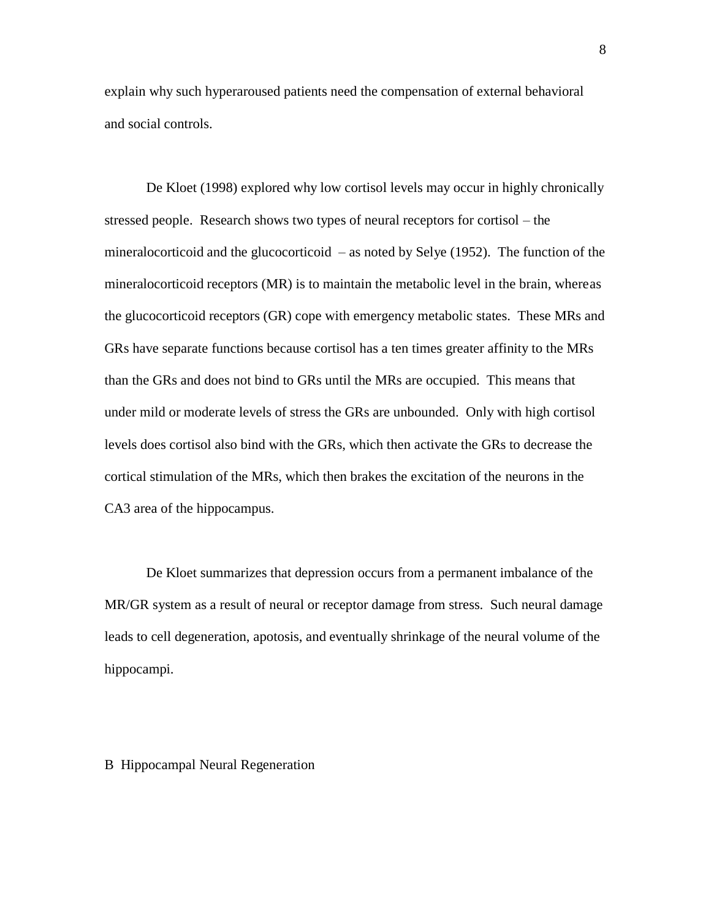explain why such hyperaroused patients need the compensation of external behavioral and social controls.

De Kloet (1998) explored why low cortisol levels may occur in highly chronically stressed people. Research shows two types of neural receptors for cortisol – the mineralocorticoid and the glucocorticoid – as noted by Selye (1952). The function of the mineralocorticoid receptors (MR) is to maintain the metabolic level in the brain, whereas the glucocorticoid receptors (GR) cope with emergency metabolic states. These MRs and GRs have separate functions because cortisol has a ten times greater affinity to the MRs than the GRs and does not bind to GRs until the MRs are occupied. This means that under mild or moderate levels of stress the GRs are unbounded. Only with high cortisol levels does cortisol also bind with the GRs, which then activate the GRs to decrease the cortical stimulation of the MRs, which then brakes the excitation of the neurons in the CA3 area of the hippocampus.

De Kloet summarizes that depression occurs from a permanent imbalance of the MR/GR system as a result of neural or receptor damage from stress. Such neural damage leads to cell degeneration, apotosis, and eventually shrinkage of the neural volume of the hippocampi.

## B Hippocampal Neural Regeneration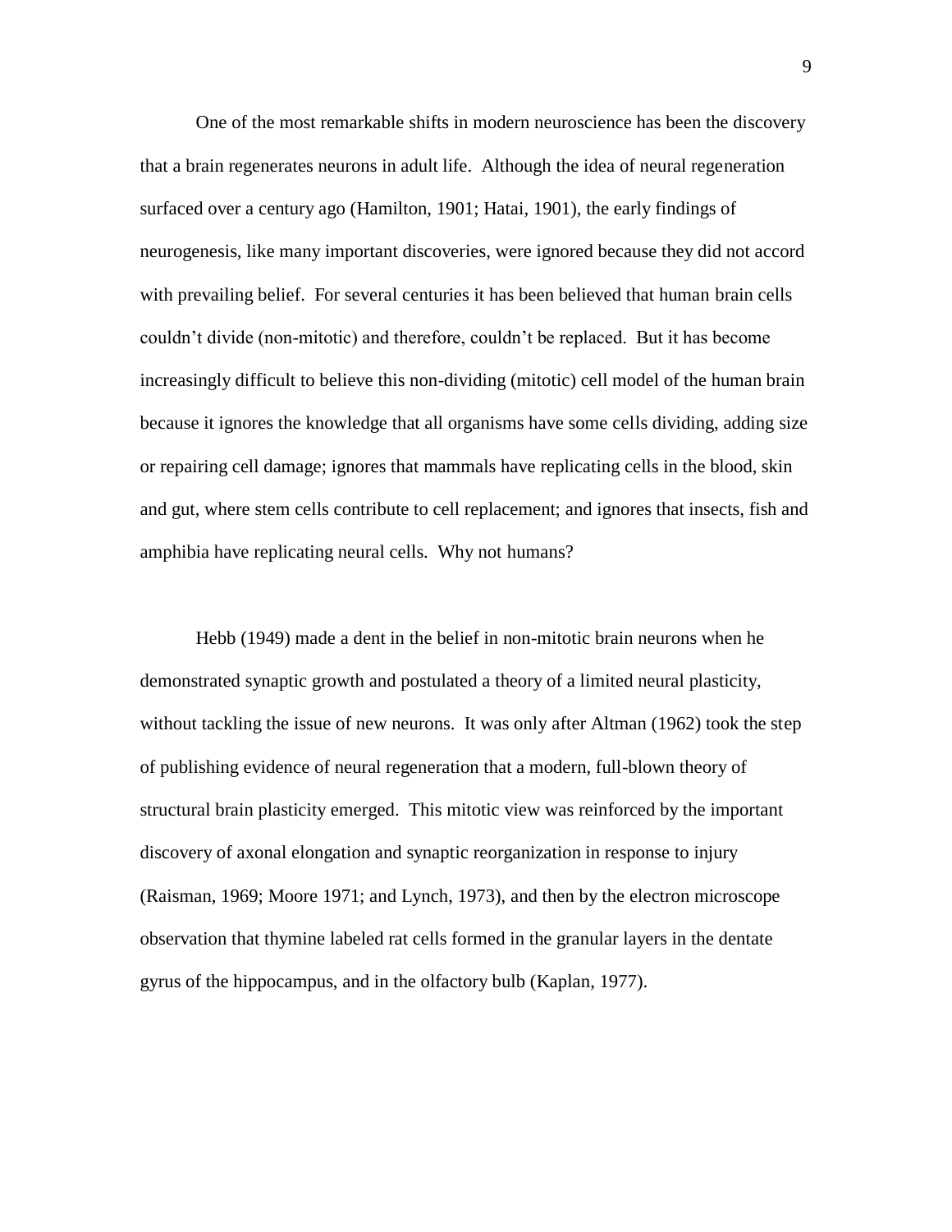One of the most remarkable shifts in modern neuroscience has been the discovery that a brain regenerates neurons in adult life. Although the idea of neural regeneration surfaced over a century ago (Hamilton, 1901; Hatai, 1901), the early findings of neurogenesis, like many important discoveries, were ignored because they did not accord with prevailing belief. For several centuries it has been believed that human brain cells couldn't divide (non-mitotic) and therefore, couldn't be replaced. But it has become increasingly difficult to believe this non-dividing (mitotic) cell model of the human brain because it ignores the knowledge that all organisms have some cells dividing, adding size or repairing cell damage; ignores that mammals have replicating cells in the blood, skin and gut, where stem cells contribute to cell replacement; and ignores that insects, fish and amphibia have replicating neural cells. Why not humans?

Hebb (1949) made a dent in the belief in non-mitotic brain neurons when he demonstrated synaptic growth and postulated a theory of a limited neural plasticity, without tackling the issue of new neurons. It was only after Altman (1962) took the step of publishing evidence of neural regeneration that a modern, full-blown theory of structural brain plasticity emerged. This mitotic view was reinforced by the important discovery of axonal elongation and synaptic reorganization in response to injury (Raisman, 1969; Moore 1971; and Lynch, 1973), and then by the electron microscope observation that thymine labeled rat cells formed in the granular layers in the dentate gyrus of the hippocampus, and in the olfactory bulb (Kaplan, 1977).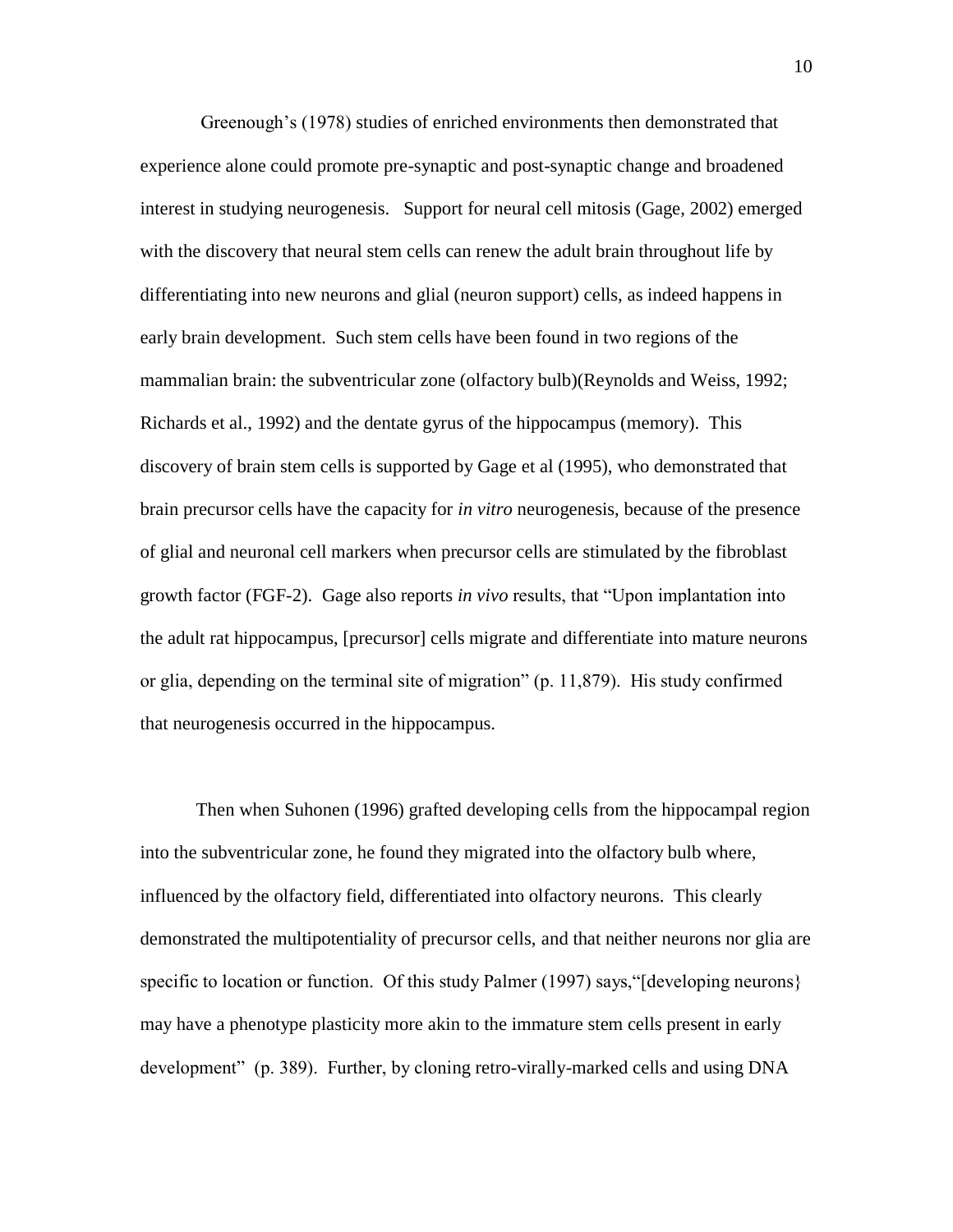Greenough's (1978) studies of enriched environments then demonstrated that experience alone could promote pre-synaptic and post-synaptic change and broadened interest in studying neurogenesis. Support for neural cell mitosis (Gage, 2002) emerged with the discovery that neural stem cells can renew the adult brain throughout life by differentiating into new neurons and glial (neuron support) cells, as indeed happens in early brain development. Such stem cells have been found in two regions of the mammalian brain: the subventricular zone (olfactory bulb)(Reynolds and Weiss, 1992; Richards et al., 1992) and the dentate gyrus of the hippocampus (memory). This discovery of brain stem cells is supported by Gage et al (1995), who demonstrated that brain precursor cells have the capacity for *in vitro* neurogenesis, because of the presence of glial and neuronal cell markers when precursor cells are stimulated by the fibroblast growth factor (FGF-2). Gage also reports *in vivo* results, that "Upon implantation into the adult rat hippocampus, [precursor] cells migrate and differentiate into mature neurons or glia, depending on the terminal site of migration" (p. 11,879). His study confirmed that neurogenesis occurred in the hippocampus.

Then when Suhonen (1996) grafted developing cells from the hippocampal region into the subventricular zone, he found they migrated into the olfactory bulb where, influenced by the olfactory field, differentiated into olfactory neurons. This clearly demonstrated the multipotentiality of precursor cells, and that neither neurons nor glia are specific to location or function. Of this study Palmer (1997) says,"[developing neurons} may have a phenotype plasticity more akin to the immature stem cells present in early development" (p. 389). Further, by cloning retro-virally-marked cells and using DNA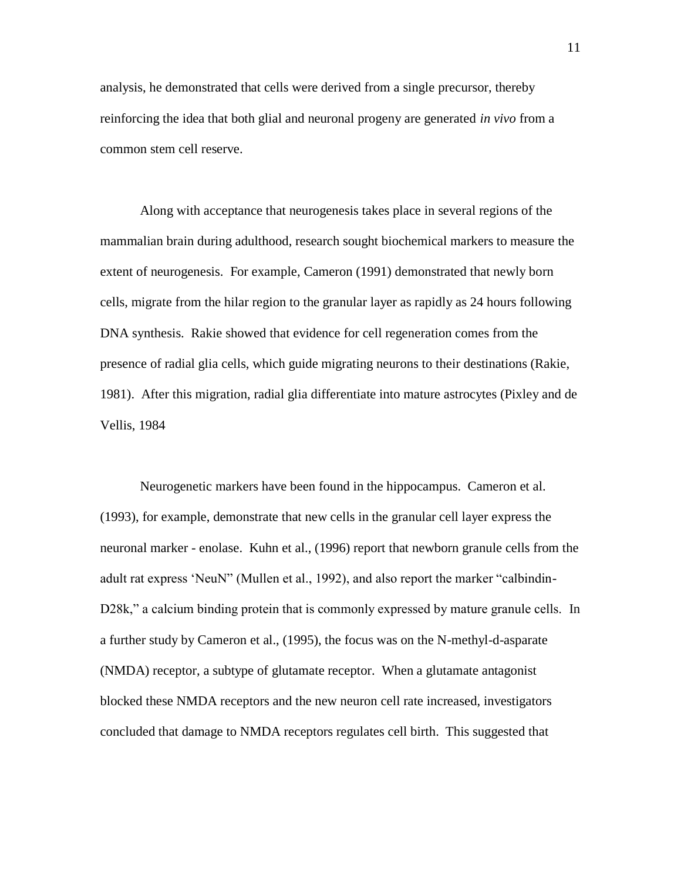analysis, he demonstrated that cells were derived from a single precursor, thereby reinforcing the idea that both glial and neuronal progeny are generated *in vivo* from a common stem cell reserve.

Along with acceptance that neurogenesis takes place in several regions of the mammalian brain during adulthood, research sought biochemical markers to measure the extent of neurogenesis. For example, Cameron (1991) demonstrated that newly born cells, migrate from the hilar region to the granular layer as rapidly as 24 hours following DNA synthesis. Rakie showed that evidence for cell regeneration comes from the presence of radial glia cells, which guide migrating neurons to their destinations (Rakie, 1981). After this migration, radial glia differentiate into mature astrocytes (Pixley and de Vellis, 1984

Neurogenetic markers have been found in the hippocampus. Cameron et al. (1993), for example, demonstrate that new cells in the granular cell layer express the neuronal marker - enolase. Kuhn et al., (1996) report that newborn granule cells from the adult rat express 'NeuN" (Mullen et al., 1992), and also report the marker "calbindin-D28k," a calcium binding protein that is commonly expressed by mature granule cells. In a further study by Cameron et al., (1995), the focus was on the N-methyl-d-asparate (NMDA) receptor, a subtype of glutamate receptor. When a glutamate antagonist blocked these NMDA receptors and the new neuron cell rate increased, investigators concluded that damage to NMDA receptors regulates cell birth. This suggested that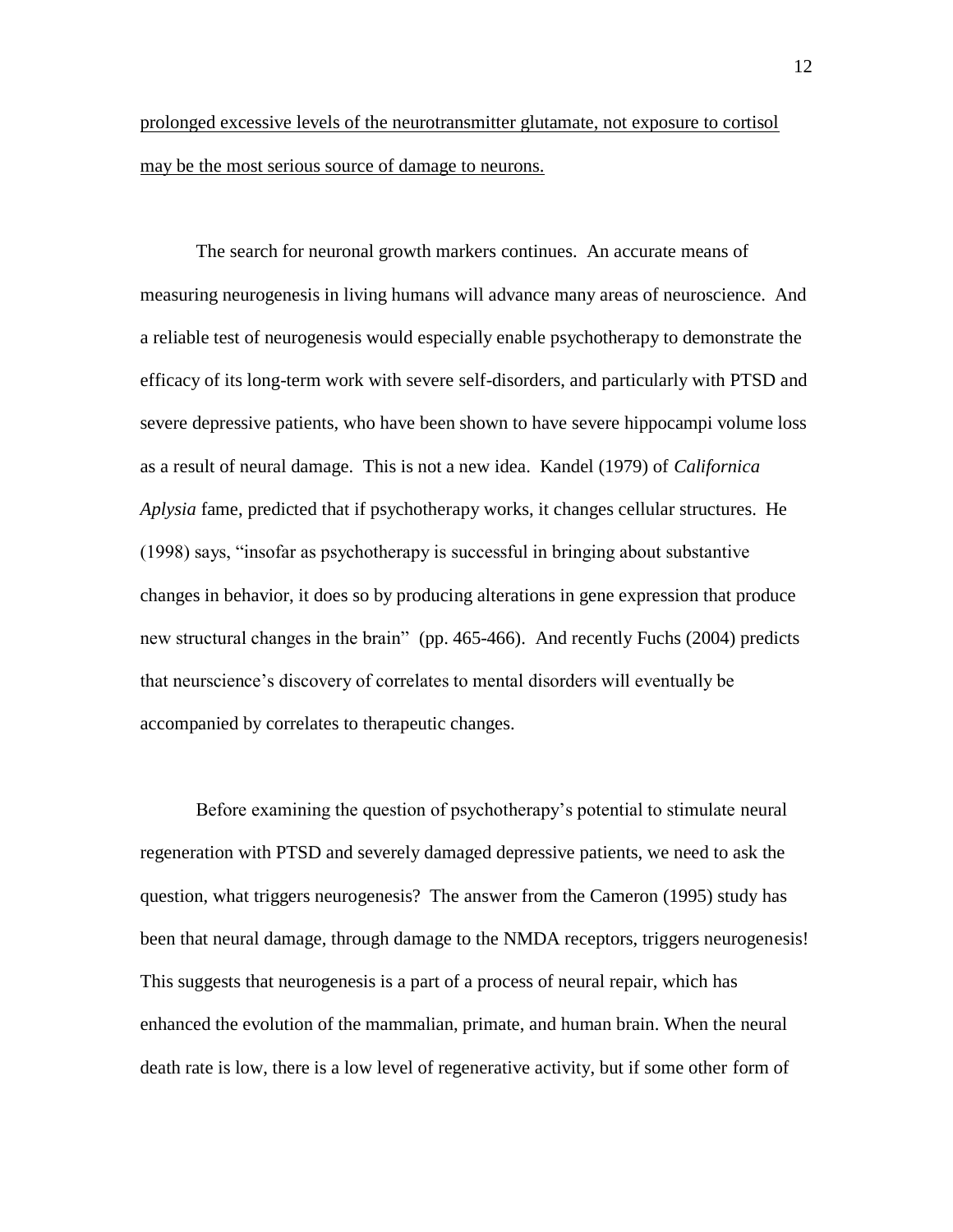<u>prolonged excessive levels of the neurotransmitter glutamate, not exposure to cortisol may be the most serious source of damage to neurons.</u>

The search for neuronal growth markers continues. An accurate means of measuring neurogenesis in living humans will advance many areas of neuroscience. And a reliable test of neurogenesis would especially enable psychotherapy to demonstrate the efficacy of its long-term work with severe self-disorders, and particularly with PTSD and severe depressive patients, who have been shown to have severe hippocampi volume loss as a result of neural damage. This is not a new idea. Kandel (1979) of *Californica Aplysia* fame, predicted that if psychotherapy works, it changes cellular structures. He (1998) says, "insofar as psychotherapy is successful in bringing about substantive changes in behavior, it does so by producing alterations in gene expression that produce new structural changes in the brain" (pp. 465-466). And recently Fuchs (2004) predicts that neurscience's discovery of correlates to mental disorders will eventually be accompanied by correlates to therapeutic changes.

Before examining the question of psychotherapy's potential to stimulate neural regeneration with PTSD and severely damaged depressive patients, we need to ask the question, what triggers neurogenesis? The answer from the Cameron (1995) study has been that neural damage, through damage to the NMDA receptors, triggers neurogenesis! This suggests that neurogenesis is a part of a process of neural repair, which has enhanced the evolution of the mammalian, primate, and human brain. When the neural death rate is low, there is a low level of regenerative activity, but if some other form of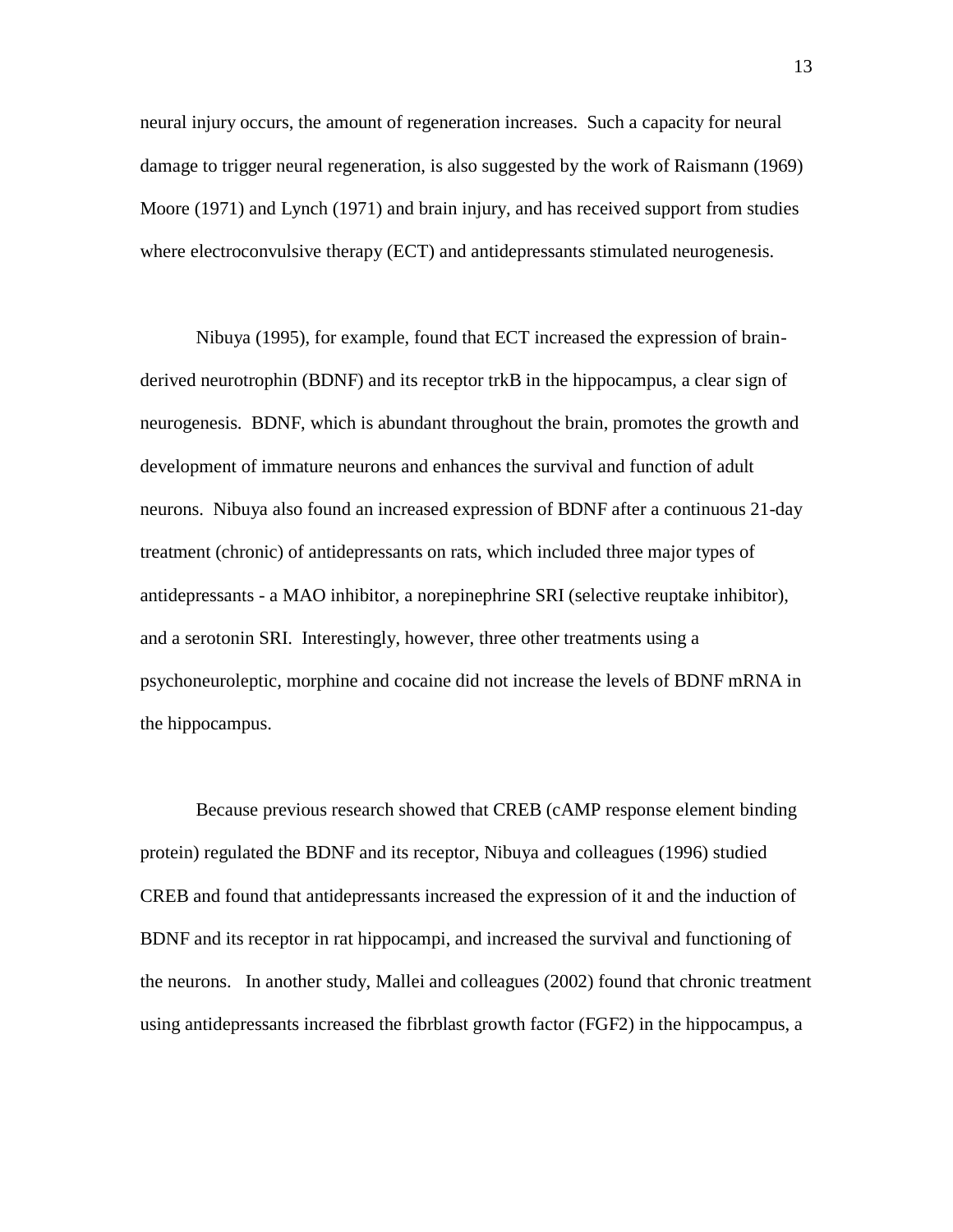neural injury occurs, the amount of regeneration increases. Such a capacity for neural damage to trigger neural regeneration, is also suggested by the work of Raismann (1969) Moore (1971) and Lynch (1971) and brain injury, and has received support from studies where electroconvulsive therapy (ECT) and antidepressants stimulated neurogenesis.

Nibuya (1995), for example, found that ECT increased the expression of brain-derived neurotrophin (BDNF) and its receptor trkB in the hippocampus, a clear sign of neurogenesis. BDNF, which is abundant throughout the brain, promotes the growth and development of immature neurons and enhances the survival and function of adult neurons. Nibuya also found an increased expression of BDNF after a continuous 21-day treatment (chronic) of antidepressants on rats, which included three major types of antidepressants - a MAO inhibitor, a norepinephrine SRI (selective reuptake inhibitor), and a serotonin SRI. Interestingly, however, three other treatments using a psychoneuroleptic, morphine and cocaine did not increase the levels of BDNF mRNA in the hippocampus.

Because previous research showed that CREB (cAMP response element binding protein) regulated the BDNF and its receptor, Nibuya and colleagues (1996) studied CREB and found that antidepressants increased the expression of it and the induction of BDNF and its receptor in rat hippocampi, and increased the survival and functioning of the neurons. In another study, Mallei and colleagues (2002) found that chronic treatment using antidepressants increased the fibrblast growth factor (FGF2) in the hippocampus, a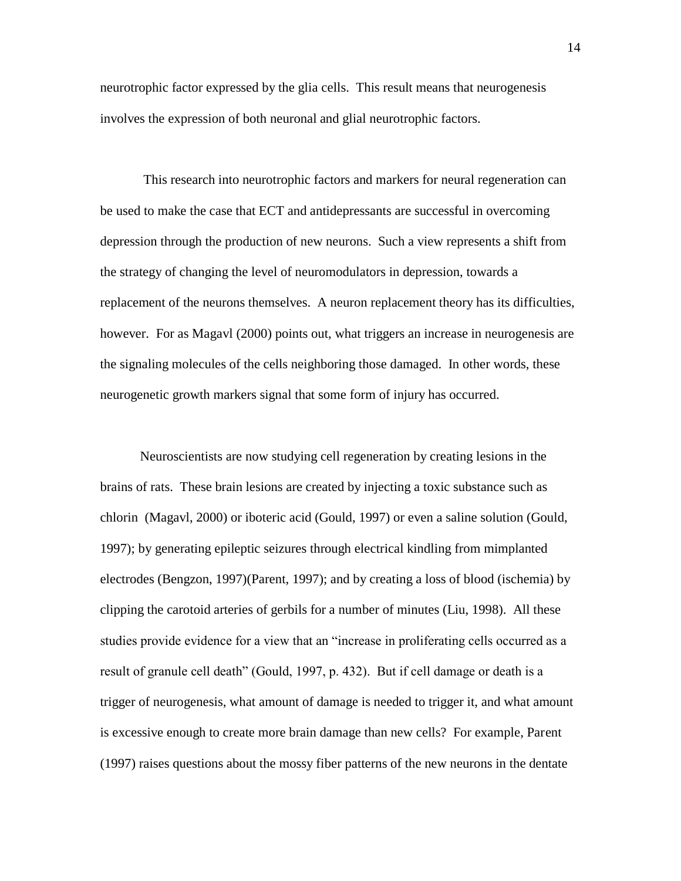neurotrophic factor expressed by the glia cells. This result means that neurogenesis involves the expression of both neuronal and glial neurotrophic factors.

This research into neurotrophic factors and markers for neural regeneration can be used to make the case that ECT and antidepressants are successful in overcoming depression through the production of new neurons. Such a view represents a shift from the strategy of changing the level of neuromodulators in depression, towards a replacement of the neurons themselves. A neuron replacement theory has its difficulties, however. For as Magavl (2000) points out, what triggers an increase in neurogenesis are the signaling molecules of the cells neighboring those damaged. In other words, these neurogenetic growth markers signal that some form of injury has occurred.

Neuroscientists are now studying cell regeneration by creating lesions in the brains of rats. These brain lesions are created by injecting a toxic substance such as chlorin (Magavl, 2000) or iboteric acid (Gould, 1997) or even a saline solution (Gould, 1997); by generating epileptic seizures through electrical kindling from mimplanted electrodes (Bengzon, 1997)(Parent, 1997); and by creating a loss of blood (ischemia) by clipping the carotoid arteries of gerbils for a number of minutes (Liu, 1998). All these studies provide evidence for a view that an "increase in proliferating cells occurred as a result of granule cell death" (Gould, 1997, p. 432). But if cell damage or death is a trigger of neurogenesis, what amount of damage is needed to trigger it, and what amount is excessive enough to create more brain damage than new cells? For example, Parent (1997) raises questions about the mossy fiber patterns of the new neurons in the dentate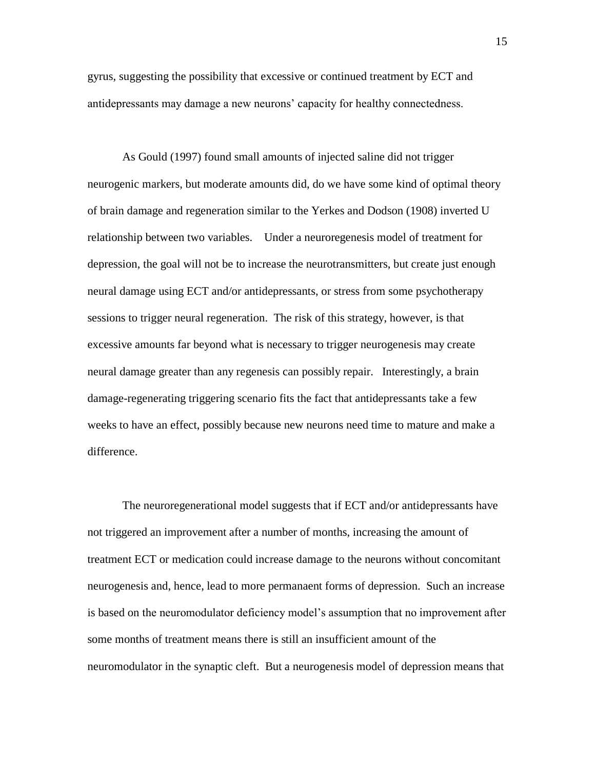gyrus, suggesting the possibility that excessive or continued treatment by ECT and antidepressants may damage a new neurons' capacity for healthy connectedness.

As Gould (1997) found small amounts of injected saline did not trigger neurogenic markers, but moderate amounts did, do we have some kind of optimal theory of brain damage and regeneration similar to the Yerkes and Dodson (1908) inverted U relationship between two variables. Under a neuroregenesis model of treatment for depression, the goal will not be to increase the neurotransmitters, but create just enough neural damage using ECT and/or antidepressants, or stress from some psychotherapy sessions to trigger neural regeneration. The risk of this strategy, however, is that excessive amounts far beyond what is necessary to trigger neurogenesis may create neural damage greater than any regenesis can possibly repair. Interestingly, a brain damage-regenerating triggering scenario fits the fact that antidepressants take a few weeks to have an effect, possibly because new neurons need time to mature and make a difference.

The neuroregenerational model suggests that if ECT and/or antidepressants have not triggered an improvement after a number of months, increasing the amount of treatment ECT or medication could increase damage to the neurons without concomitant neurogenesis and, hence, lead to more permanaent forms of depression. Such an increase is based on the neuromodulator deficiency model's assumption that no improvement after some months of treatment means there is still an insufficient amount of the neuromodulator in the synaptic cleft. But a neurogenesis model of depression means that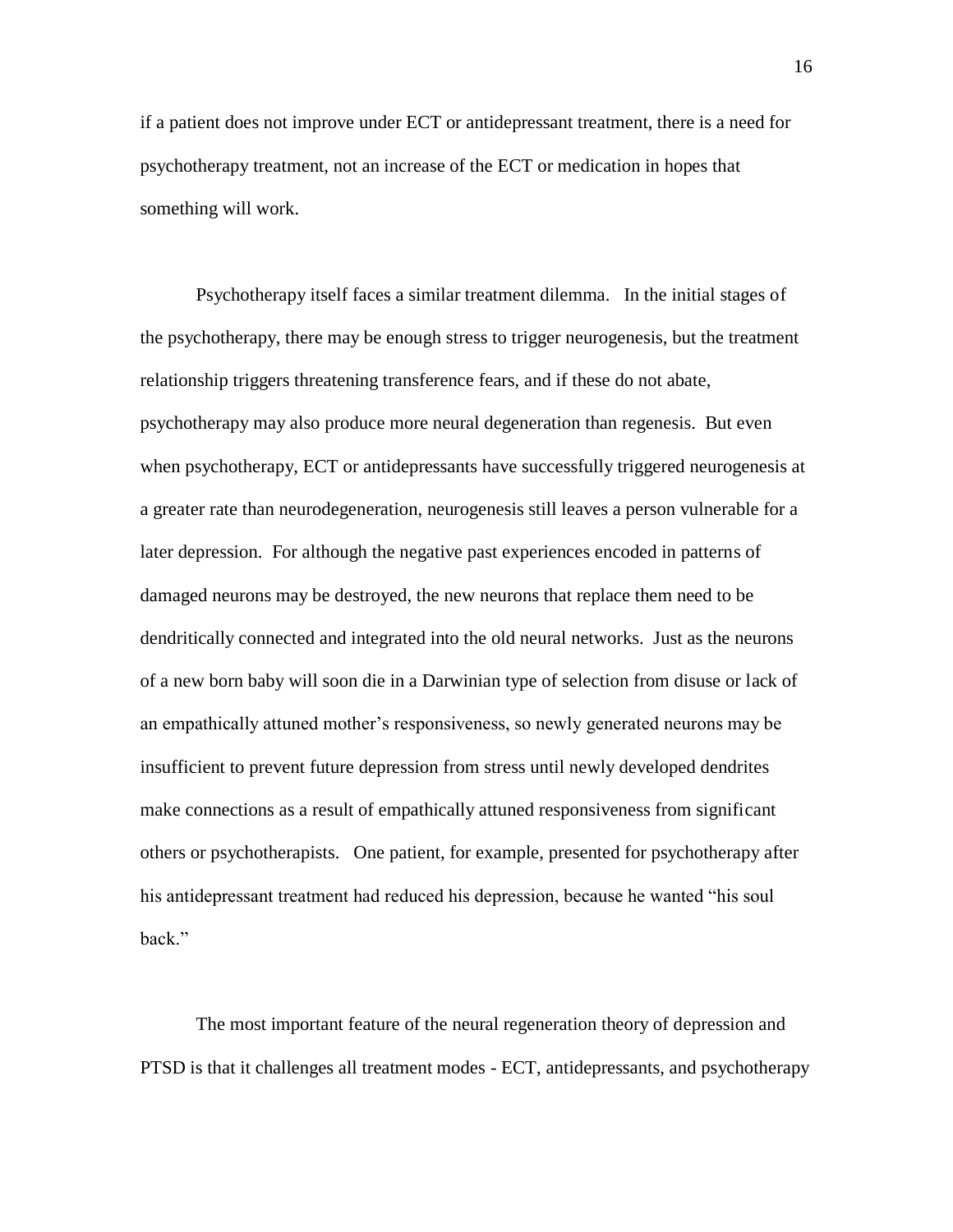if a patient does not improve under ECT or antidepressant treatment, there is a need for psychotherapy treatment, not an increase of the ECT or medication in hopes that something will work.

Psychotherapy itself faces a similar treatment dilemma. In the initial stages of the psychotherapy, there may be enough stress to trigger neurogenesis, but the treatment relationship triggers threatening transference fears, and if these do not abate, psychotherapy may also produce more neural degeneration than regenesis. But even when psychotherapy, ECT or antidepressants have successfully triggered neurogenesis at a greater rate than neurodegeneration, neurogenesis still leaves a person vulnerable for a later depression. For although the negative past experiences encoded in patterns of damaged neurons may be destroyed, the new neurons that replace them need to be dendritically connected and integrated into the old neural networks. Just as the neurons of a new born baby will soon die in a Darwinian type of selection from disuse or lack of an empathically attuned mother's responsiveness, so newly generated neurons may be insufficient to prevent future depression from stress until newly developed dendrites make connections as a result of empathically attuned responsiveness from significant others or psychotherapists. One patient, for example, presented for psychotherapy after his antidepressant treatment had reduced his depression, because he wanted "his soul back."

The most important feature of the neural regeneration theory of depression and PTSD is that it challenges all treatment modes - ECT, antidepressants, and psychotherapy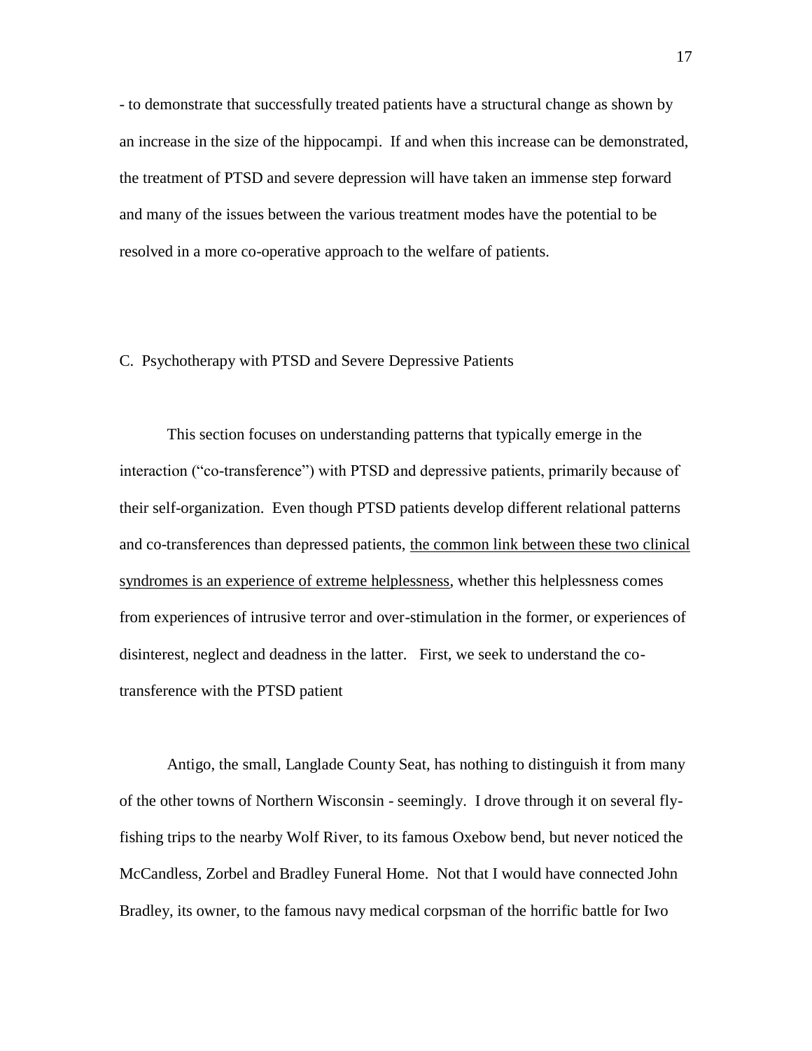- to demonstrate that successfully treated patients have a structural change as shown by an increase in the size of the hippocampi. If and when this increase can be demonstrated, the treatment of PTSD and severe depression will have taken an immense step forward and many of the issues between the various treatment modes have the potential to be resolved in a more co-operative approach to the welfare of patients.

## C. Psychotherapy with PTSD and Severe Depressive Patients

This section focuses on understanding patterns that typically emerge in the interaction ("co-transference") with PTSD and depressive patients, primarily because of their self-organization. Even though PTSD patients develop different relational patterns and co-transferences than depressed patients, <u>the common link between these two clinical syndromes is an experience of extreme helplessness</u>, whether this helplessness comes from experiences of intrusive terror and over-stimulation in the former, or experiences of disinterest, neglect and deadness in the latter. First, we seek to understand the co-transference with the PTSD patient

Antigo, the small, Langlade County Seat, has nothing to distinguish it from many of the other towns of Northern Wisconsin - seemingly. I drove through it on several fly-fishing trips to the nearby Wolf River, to its famous Oxebow bend, but never noticed the McCandless, Zorbel and Bradley Funeral Home. Not that I would have connected John Bradley, its owner, to the famous navy medical corpsman of the horrific battle for Iwo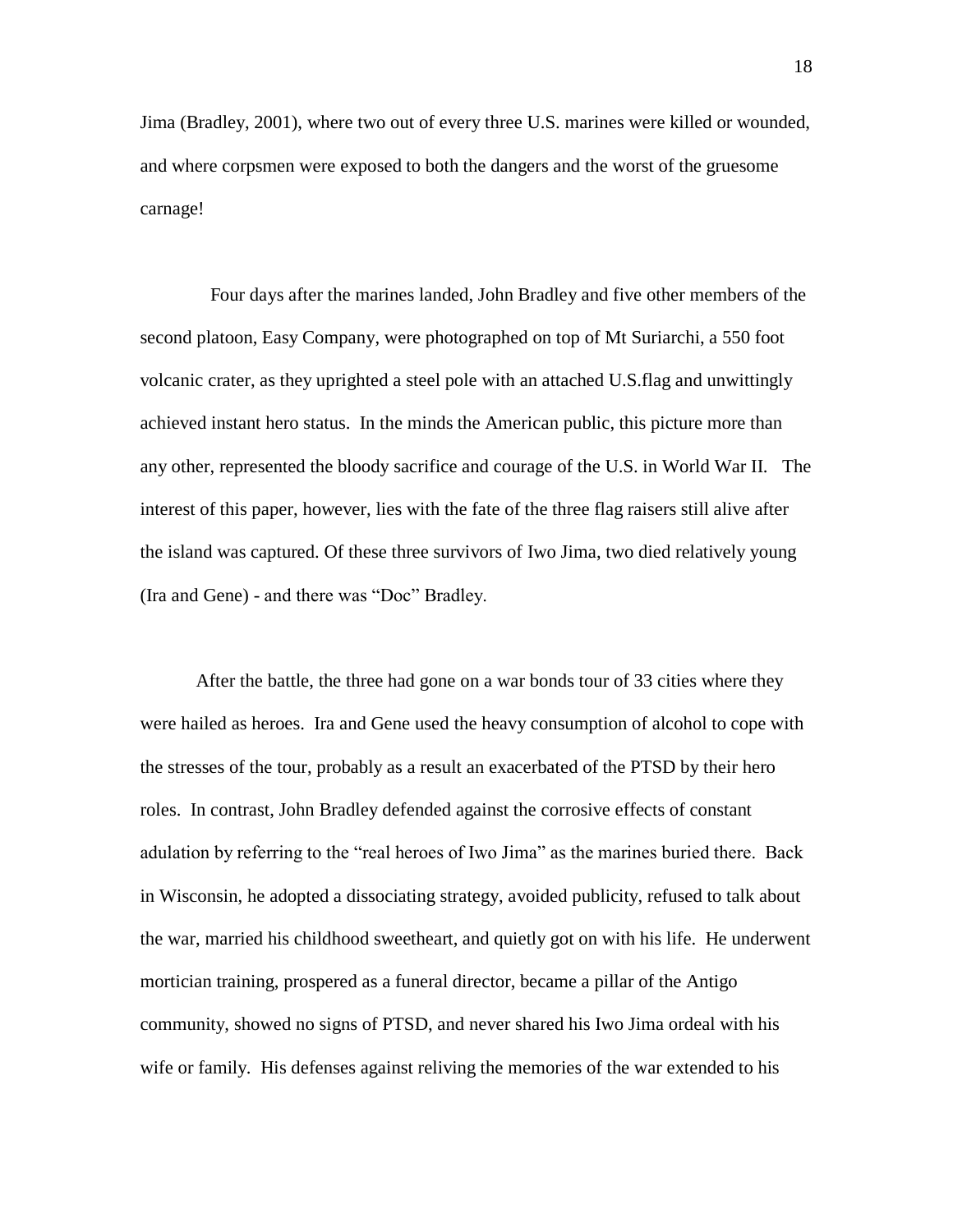Jima (Bradley, 2001), where two out of every three U.S. marines were killed or wounded, and where corpsmen were exposed to both the dangers and the worst of the gruesome carnage!

Four days after the marines landed, John Bradley and five other members of the second platoon, Easy Company, were photographed on top of Mt Suriarchi, a 550 foot volcanic crater, as they uprighted a steel pole with an attached U.S.flag and unwittingly achieved instant hero status. In the minds the American public, this picture more than any other, represented the bloody sacrifice and courage of the U.S. in World War II. The interest of this paper, however, lies with the fate of the three flag raisers still alive after the island was captured. Of these three survivors of Iwo Jima, two died relatively young (Ira and Gene) - and there was "Doc" Bradley.

After the battle, the three had gone on a war bonds tour of 33 cities where they were hailed as heroes. Ira and Gene used the heavy consumption of alcohol to cope with the stresses of the tour, probably as a result an exacerbated of the PTSD by their hero roles. In contrast, John Bradley defended against the corrosive effects of constant adulation by referring to the "real heroes of Iwo Jima" as the marines buried there. Back in Wisconsin, he adopted a dissociating strategy, avoided publicity, refused to talk about the war, married his childhood sweetheart, and quietly got on with his life. He underwent mortician training, prospered as a funeral director, became a pillar of the Antigo community, showed no signs of PTSD, and never shared his Iwo Jima ordeal with his wife or family. His defenses against reliving the memories of the war extended to his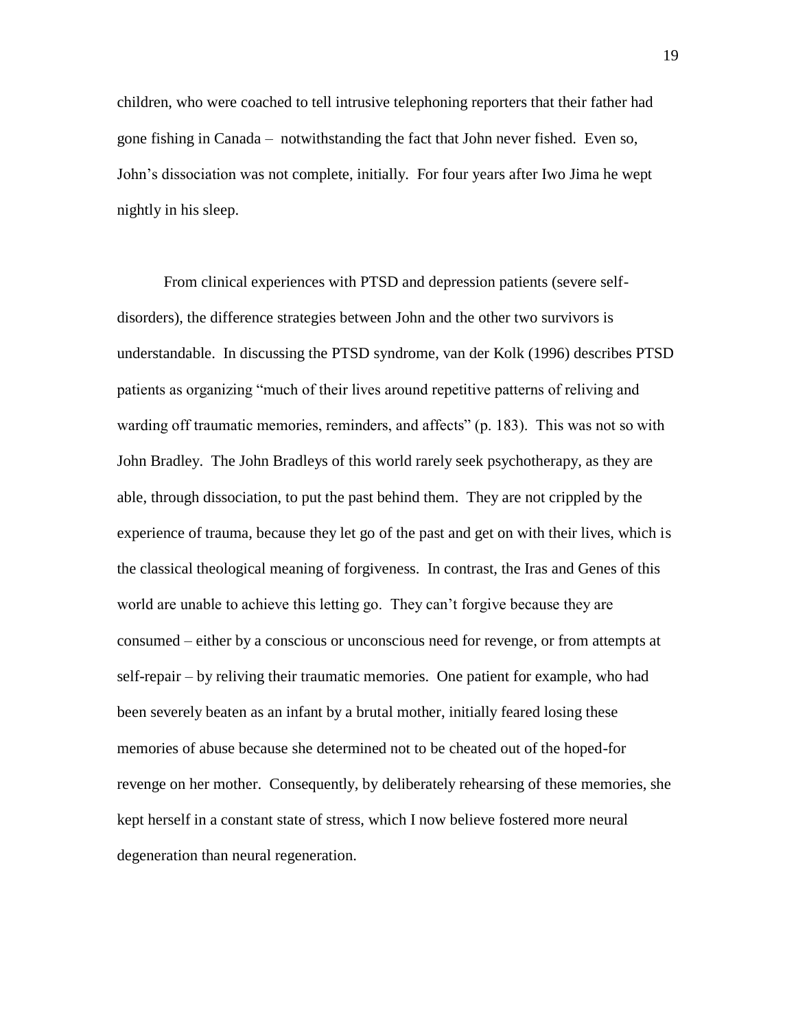children, who were coached to tell intrusive telephoning reporters that their father had gone fishing in Canada – notwithstanding the fact that John never fished. Even so, John's dissociation was not complete, initially. For four years after Iwo Jima he wept nightly in his sleep.

From clinical experiences with PTSD and depression patients (severe self-disorders), the difference strategies between John and the other two survivors is understandable. In discussing the PTSD syndrome, van der Kolk (1996) describes PTSD patients as organizing "much of their lives around repetitive patterns of reliving and warding off traumatic memories, reminders, and affects" (p. 183). This was not so with John Bradley. The John Bradleys of this world rarely seek psychotherapy, as they are able, through dissociation, to put the past behind them. They are not crippled by the experience of trauma, because they let go of the past and get on with their lives, which is the classical theological meaning of forgiveness. In contrast, the Iras and Genes of this world are unable to achieve this letting go. They can't forgive because they are consumed – either by a conscious or unconscious need for revenge, or from attempts at self-repair – by reliving their traumatic memories. One patient for example, who had been severely beaten as an infant by a brutal mother, initially feared losing these memories of abuse because she determined not to be cheated out of the hoped-for revenge on her mother. Consequently, by deliberately rehearsing of these memories, she kept herself in a constant state of stress, which I now believe fostered more neural degeneration than neural regeneration.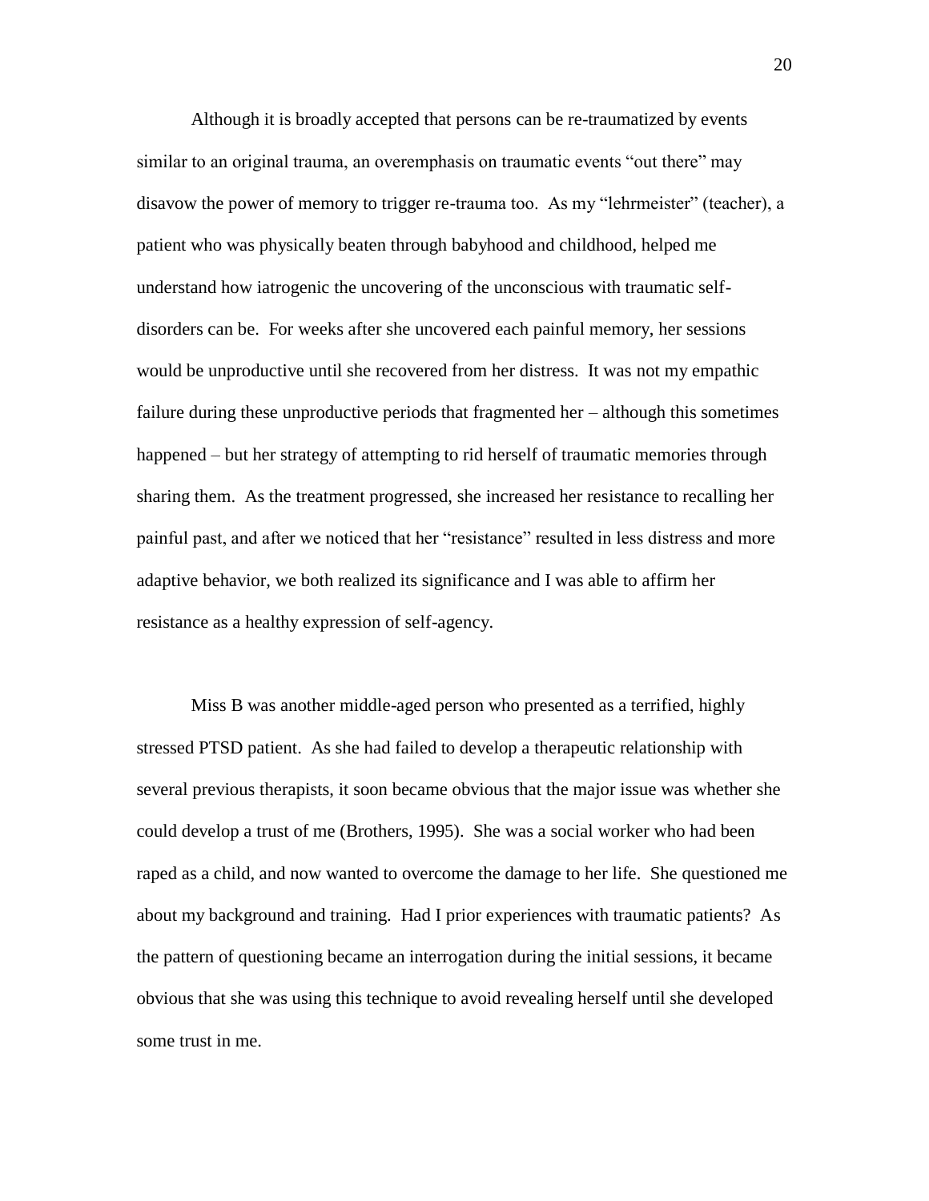Although it is broadly accepted that persons can be re-traumatized by events similar to an original trauma, an overemphasis on traumatic events "out there" may disavow the power of memory to trigger re-trauma too. As my "lehrmeister" (teacher), a patient who was physically beaten through babyhood and childhood, helped me understand how iatrogenic the uncovering of the unconscious with traumatic self-disorders can be. For weeks after she uncovered each painful memory, her sessions would be unproductive until she recovered from her distress. It was not my empathic failure during these unproductive periods that fragmented her – although this sometimes happened – but her strategy of attempting to rid herself of traumatic memories through sharing them. As the treatment progressed, she increased her resistance to recalling her painful past, and after we noticed that her "resistance" resulted in less distress and more adaptive behavior, we both realized its significance and I was able to affirm her resistance as a healthy expression of self-agency.

Miss B was another middle-aged person who presented as a terrified, highly stressed PTSD patient. As she had failed to develop a therapeutic relationship with several previous therapists, it soon became obvious that the major issue was whether she could develop a trust of me (Brothers, 1995). She was a social worker who had been raped as a child, and now wanted to overcome the damage to her life. She questioned me about my background and training. Had I prior experiences with traumatic patients? As the pattern of questioning became an interrogation during the initial sessions, it became obvious that she was using this technique to avoid revealing herself until she developed some trust in me.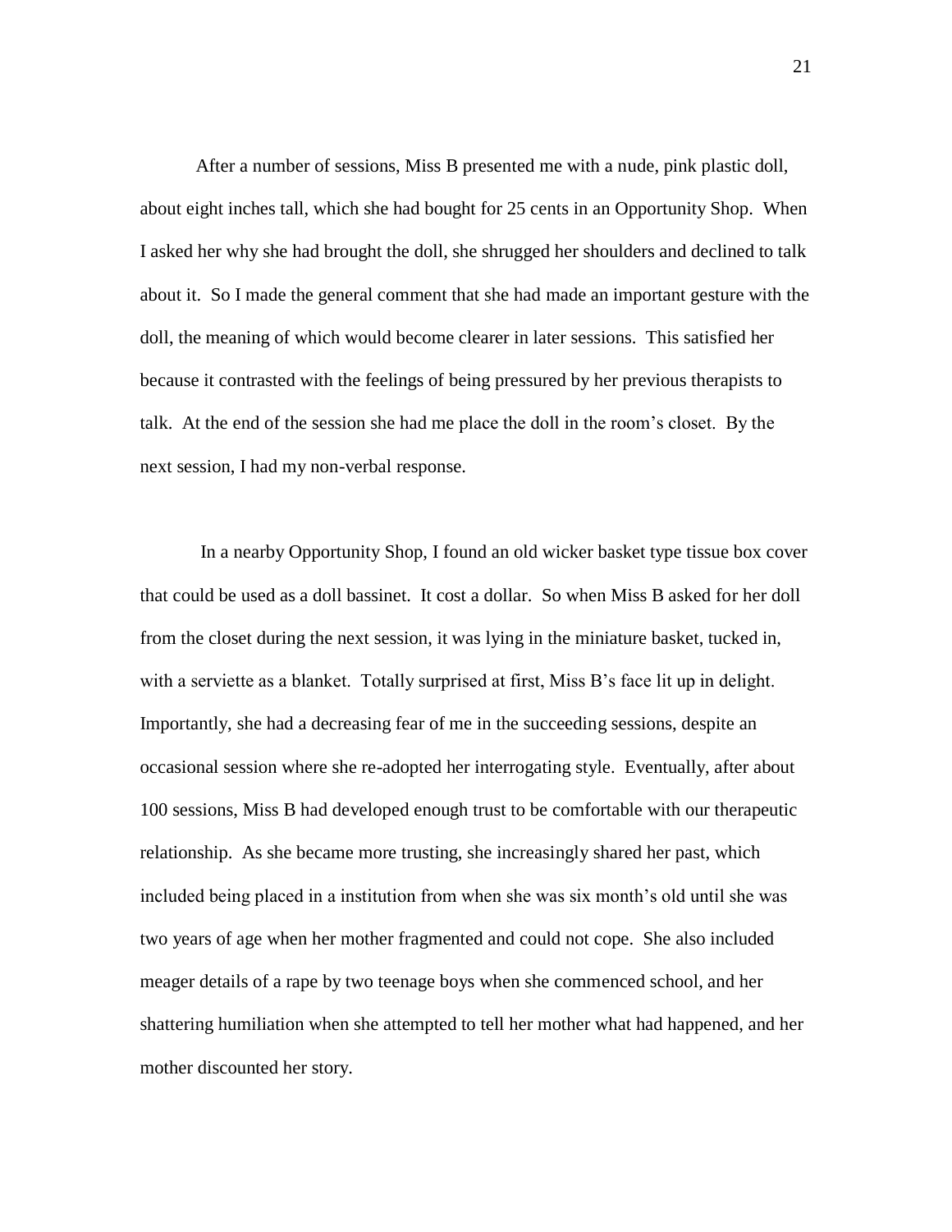After a number of sessions, Miss B presented me with a nude, pink plastic doll, about eight inches tall, which she had bought for 25 cents in an Opportunity Shop. When I asked her why she had brought the doll, she shrugged her shoulders and declined to talk about it. So I made the general comment that she had made an important gesture with the doll, the meaning of which would become clearer in later sessions. This satisfied her because it contrasted with the feelings of being pressured by her previous therapists to talk. At the end of the session she had me place the doll in the room's closet. By the next session, I had my non-verbal response.

In a nearby Opportunity Shop, I found an old wicker basket type tissue box cover that could be used as a doll bassinet. It cost a dollar. So when Miss B asked for her doll from the closet during the next session, it was lying in the miniature basket, tucked in, with a serviette as a blanket. Totally surprised at first, Miss B's face lit up in delight. Importantly, she had a decreasing fear of me in the succeeding sessions, despite an occasional session where she re-adopted her interrogating style. Eventually, after about 100 sessions, Miss B had developed enough trust to be comfortable with our therapeutic relationship. As she became more trusting, she increasingly shared her past, which included being placed in a institution from when she was six month's old until she was two years of age when her mother fragmented and could not cope. She also included meager details of a rape by two teenage boys when she commenced school, and her shattering humiliation when she attempted to tell her mother what had happened, and her mother discounted her story.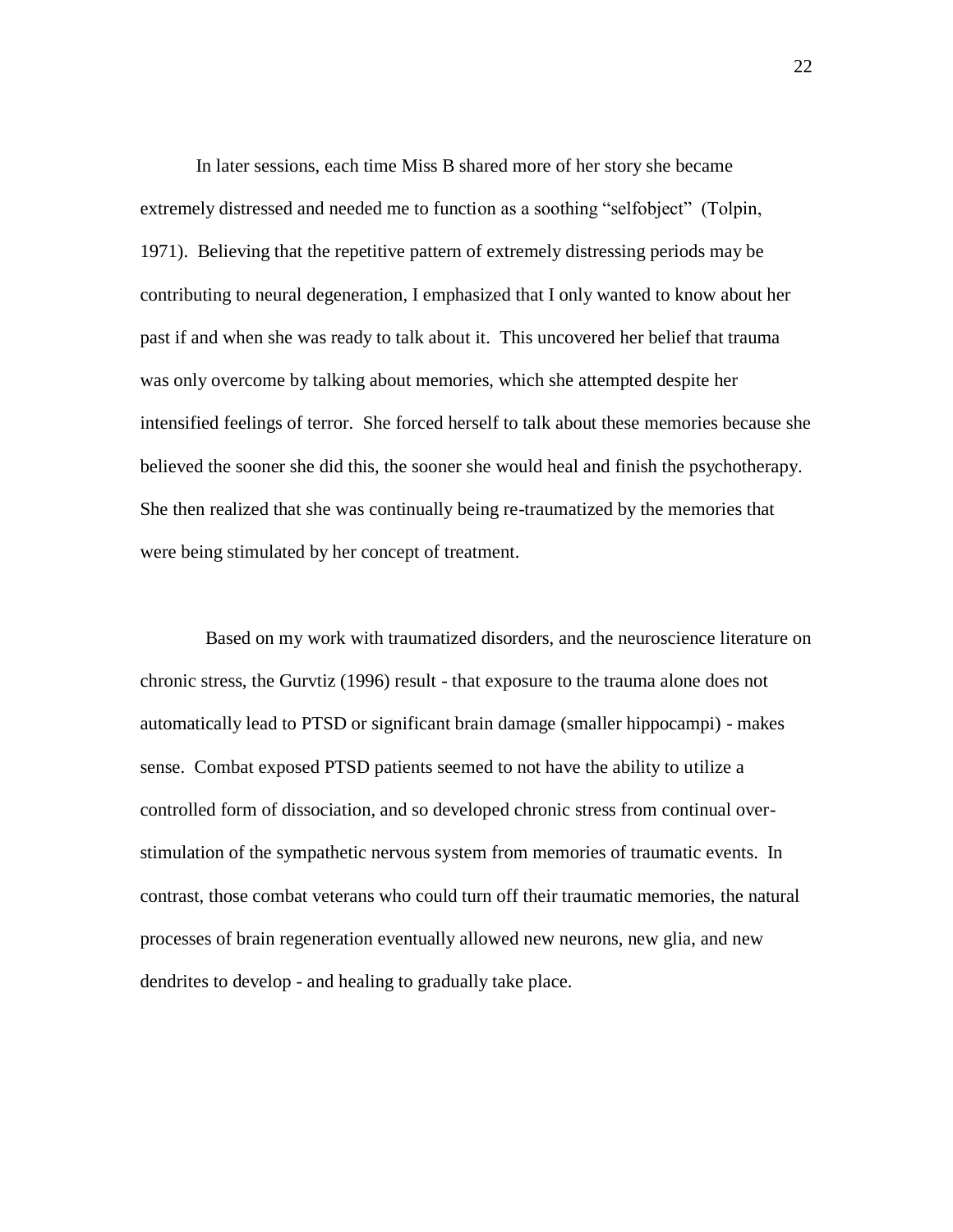In later sessions, each time Miss B shared more of her story she became extremely distressed and needed me to function as a soothing "selfobject" (Tolpin, 1971). Believing that the repetitive pattern of extremely distressing periods may be contributing to neural degeneration, I emphasized that I only wanted to know about her past if and when she was ready to talk about it. This uncovered her belief that trauma was only overcome by talking about memories, which she attempted despite her intensified feelings of terror. She forced herself to talk about these memories because she believed the sooner she did this, the sooner she would heal and finish the psychotherapy. She then realized that she was continually being re-traumatized by the memories that were being stimulated by her concept of treatment.

Based on my work with traumatized disorders, and the neuroscience literature on chronic stress, the Gurvtiz (1996) result - that exposure to the trauma alone does not automatically lead to PTSD or significant brain damage (smaller hippocampi) - makes sense. Combat exposed PTSD patients seemed to not have the ability to utilize a controlled form of dissociation, and so developed chronic stress from continual over-stimulation of the sympathetic nervous system from memories of traumatic events. In contrast, those combat veterans who could turn off their traumatic memories, the natural processes of brain regeneration eventually allowed new neurons, new glia, and new dendrites to develop - and healing to gradually take place.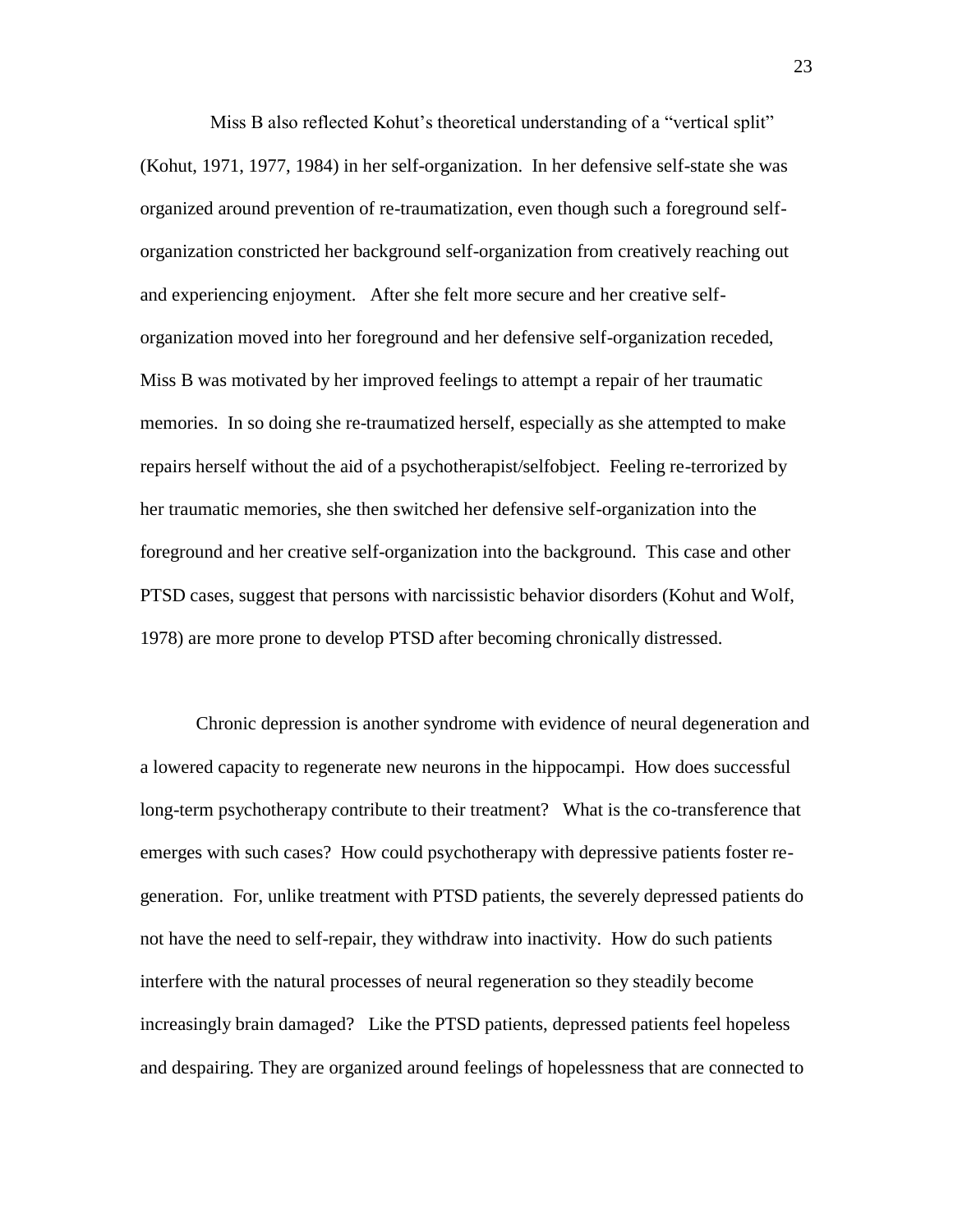Miss B also reflected Kohut's theoretical understanding of a "vertical split" (Kohut, 1971, 1977, 1984) in her self-organization. In her defensive self-state she was organized around prevention of re-traumatization, even though such a foreground self-organization constricted her background self-organization from creatively reaching out and experiencing enjoyment. After she felt more secure and her creative self-organization moved into her foreground and her defensive self-organization receded, Miss B was motivated by her improved feelings to attempt a repair of her traumatic memories. In so doing she re-traumatized herself, especially as she attempted to make repairs herself without the aid of a psychotherapist/selfobject. Feeling re-terrorized by her traumatic memories, she then switched her defensive self-organization into the foreground and her creative self-organization into the background. This case and other PTSD cases, suggest that persons with narcissistic behavior disorders (Kohut and Wolf, 1978) are more prone to develop PTSD after becoming chronically distressed.

Chronic depression is another syndrome with evidence of neural degeneration and a lowered capacity to regenerate new neurons in the hippocampi. How does successful long-term psychotherapy contribute to their treatment? What is the co-transference that emerges with such cases? How could psychotherapy with depressive patients foster re-generation. For, unlike treatment with PTSD patients, the severely depressed patients do not have the need to self-repair, they withdraw into inactivity. How do such patients interfere with the natural processes of neural regeneration so they steadily become increasingly brain damaged? Like the PTSD patients, depressed patients feel hopeless and despairing. They are organized around feelings of hopelessness that are connected to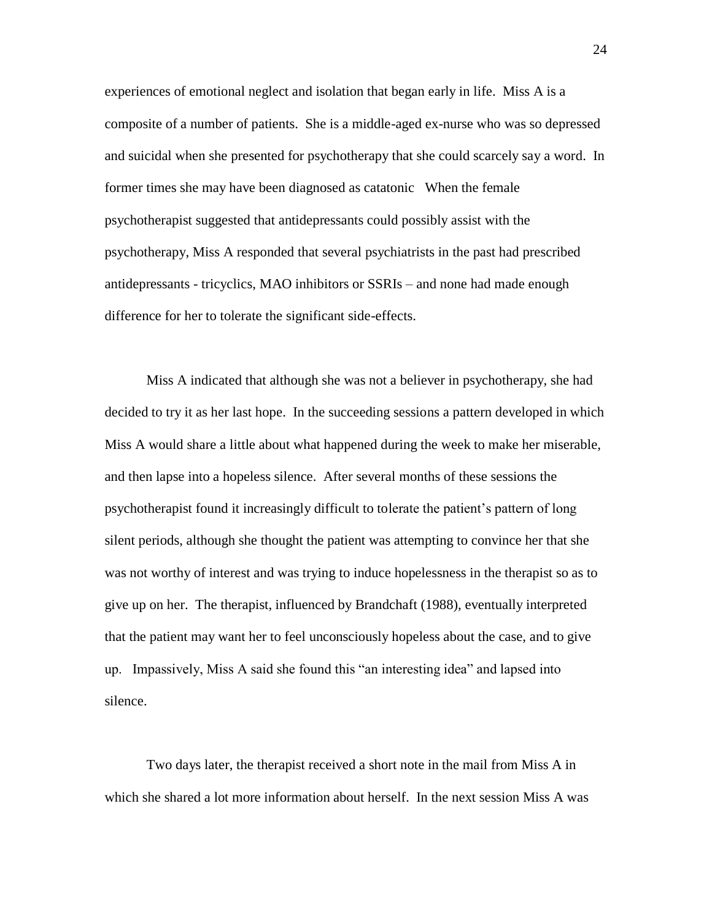experiences of emotional neglect and isolation that began early in life. Miss A is a composite of a number of patients. She is a middle-aged ex-nurse who was so depressed and suicidal when she presented for psychotherapy that she could scarcely say a word. In former times she may have been diagnosed as catatonic When the female psychotherapist suggested that antidepressants could possibly assist with the psychotherapy, Miss A responded that several psychiatrists in the past had prescribed antidepressants - tricyclics, MAO inhibitors or SSRIs – and none had made enough difference for her to tolerate the significant side-effects.

Miss A indicated that although she was not a believer in psychotherapy, she had decided to try it as her last hope. In the succeeding sessions a pattern developed in which Miss A would share a little about what happened during the week to make her miserable, and then lapse into a hopeless silence. After several months of these sessions the psychotherapist found it increasingly difficult to tolerate the patient's pattern of long silent periods, although she thought the patient was attempting to convince her that she was not worthy of interest and was trying to induce hopelessness in the therapist so as to give up on her. The therapist, influenced by Brandchaft (1988), eventually interpreted that the patient may want her to feel unconsciously hopeless about the case, and to give up. Impassively, Miss A said she found this "an interesting idea" and lapsed into silence.

Two days later, the therapist received a short note in the mail from Miss A in which she shared a lot more information about herself. In the next session Miss A was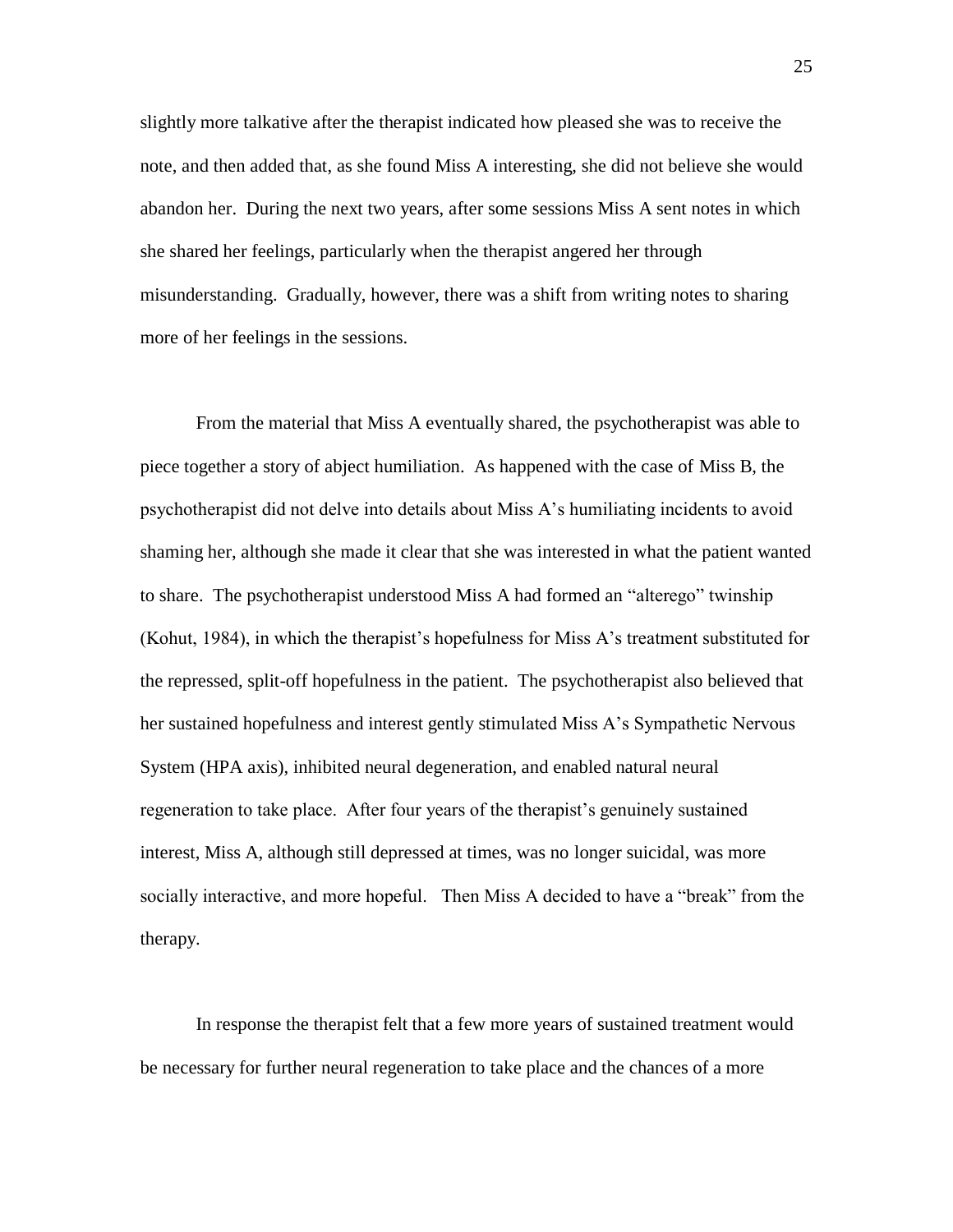slightly more talkative after the therapist indicated how pleased she was to receive the note, and then added that, as she found Miss A interesting, she did not believe she would abandon her. During the next two years, after some sessions Miss A sent notes in which she shared her feelings, particularly when the therapist angered her through misunderstanding. Gradually, however, there was a shift from writing notes to sharing more of her feelings in the sessions.

From the material that Miss A eventually shared, the psychotherapist was able to piece together a story of abject humiliation. As happened with the case of Miss B, the psychotherapist did not delve into details about Miss A's humiliating incidents to avoid shaming her, although she made it clear that she was interested in what the patient wanted to share. The psychotherapist understood Miss A had formed an "alterego" twinship (Kohut, 1984), in which the therapist's hopefulness for Miss A's treatment substituted for the repressed, split-off hopefulness in the patient. The psychotherapist also believed that her sustained hopefulness and interest gently stimulated Miss A's Sympathetic Nervous System (HPA axis), inhibited neural degeneration, and enabled natural neural regeneration to take place. After four years of the therapist's genuinely sustained interest, Miss A, although still depressed at times, was no longer suicidal, was more socially interactive, and more hopeful. Then Miss A decided to have a "break" from the therapy.

In response the therapist felt that a few more years of sustained treatment would be necessary for further neural regeneration to take place and the chances of a more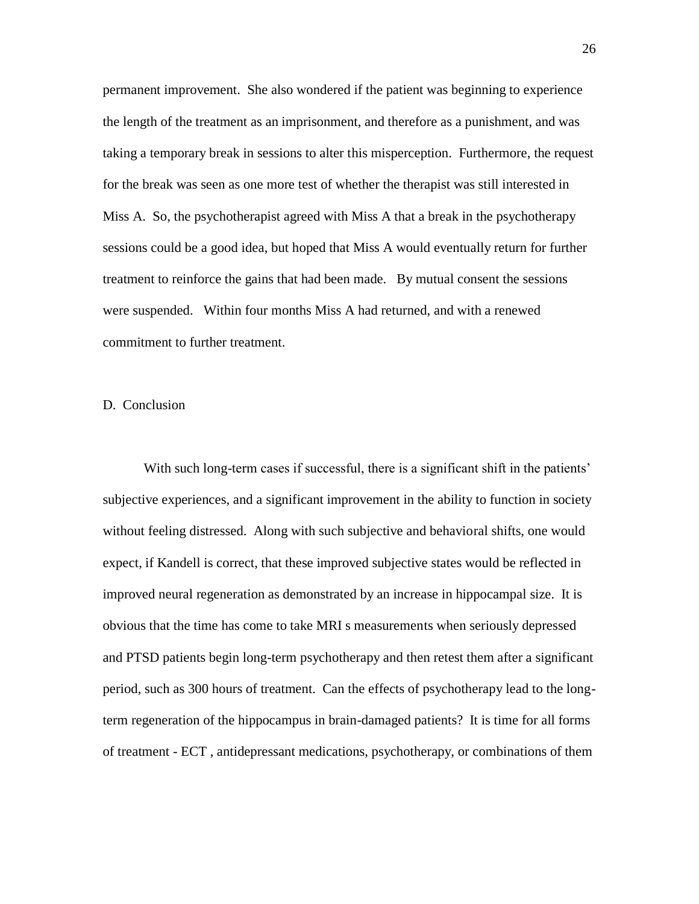permanent improvement. She also wondered if the patient was beginning to experience the length of the treatment as an imprisonment, and therefore as a punishment, and was taking a temporary break in sessions to alter this misperception. Furthermore, the request for the break was seen as one more test of whether the therapist was still interested in Miss A. So, the psychotherapist agreed with Miss A that a break in the psychotherapy sessions could be a good idea, but hoped that Miss A would eventually return for further treatment to reinforce the gains that had been made. By mutual consent the sessions were suspended. Within four months Miss A had returned, and with a renewed commitment to further treatment.

## D. Conclusion

With such long-term cases if successful, there is a significant shift in the patients' subjective experiences, and a significant improvement in the ability to function in society without feeling distressed. Along with such subjective and behavioral shifts, one would expect, if Kandell is correct, that these improved subjective states would be reflected in improved neural regeneration as demonstrated by an increase in hippocampal size. It is obvious that the time has come to take MRI s measurements when seriously depressed and PTSD patients begin long-term psychotherapy and then retest them after a significant period, such as 300 hours of treatment. Can the effects of psychotherapy lead to the long-term regeneration of the hippocampus in brain-damaged patients? It is time for all forms of treatment - ECT , antidepressant medications, psychotherapy, or combinations of them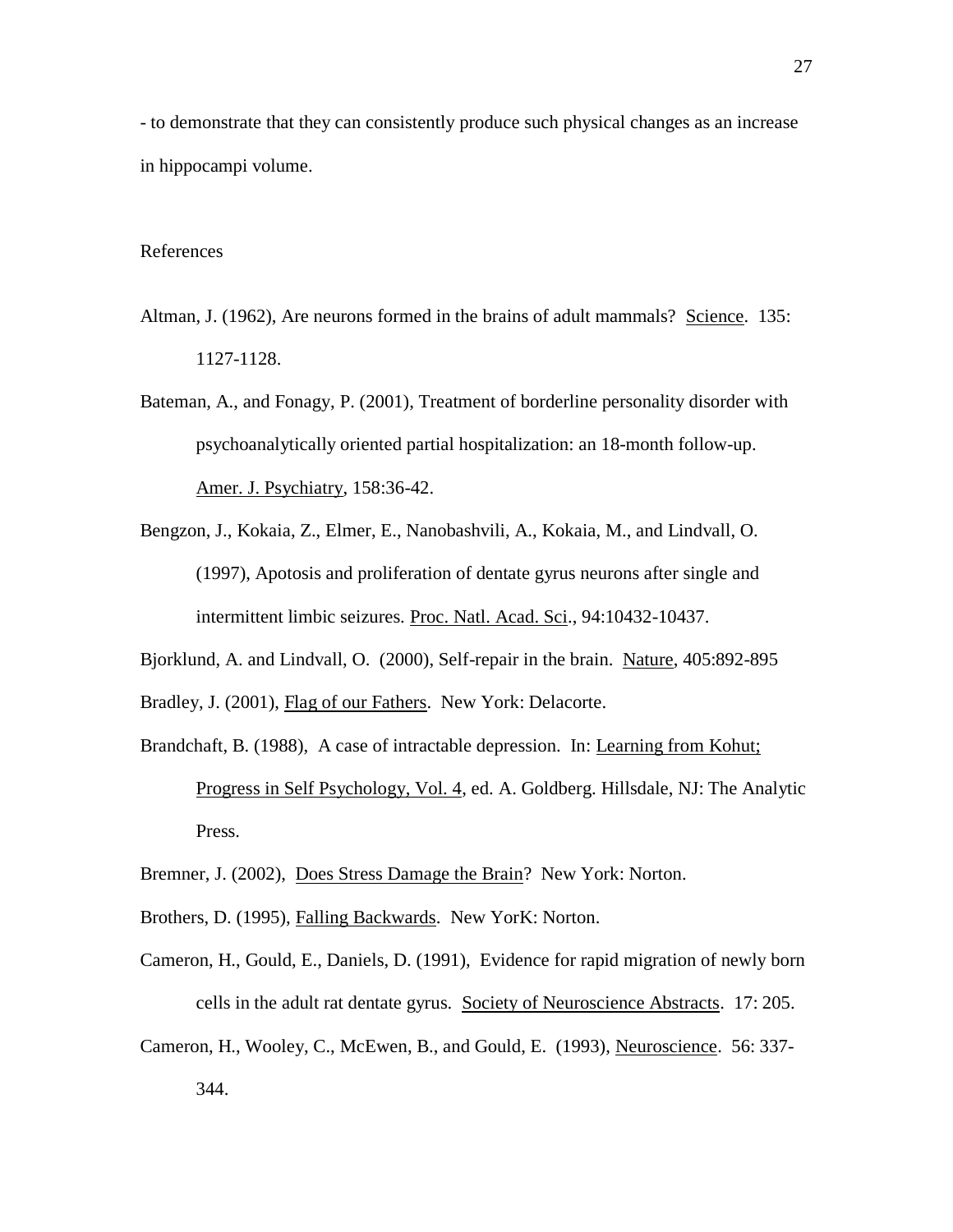- to demonstrate that they can consistently produce such physical changes as an increase in hippocampi volume.

References

Altman, J. (1962), Are neurons formed in the brains of adult mammals? Science. 135: 1127-1128.

Bateman, A., and Fonagy, P. (2001), Treatment of borderline personality disorder with psychoanalytically oriented partial hospitalization: an 18-month follow-up. Amer. J. Psychiatry, 158:36-42.

Bengzon, J., Kokaia, Z., Elmer, E., Nanobashvili, A., Kokaia, M., and Lindvall, O. (1997), Apotosis and proliferation of dentate gyrus neurons after single and intermittent limbic seizures. Proc. Natl. Acad. Sci., 94:10432-10437.

Bjorklund, A. and Lindvall, O. (2000), Self-repair in the brain. Nature, 405:892-895

Bradley, J. (2001), Flag of our Fathers. New York: Delacorte.

Brandchaft, B. (1988), A case of intractable depression. In: Learning from Kohut; Progress in Self Psychology, Vol. 4, ed. A. Goldberg. Hillsdale, NJ: The Analytic Press.

Bremner, J. (2002), Does Stress Damage the Brain? New York: Norton.

Brothers, D. (1995), Falling Backwards. New YorK: Norton.

Cameron, H., Gould, E., Daniels, D. (1991), Evidence for rapid migration of newly born cells in the adult rat dentate gyrus. Society of Neuroscience Abstracts. 17: 205.

Cameron, H., Wooley, C., McEwen, B., and Gould, E. (1993), Neuroscience. 56: 337-344.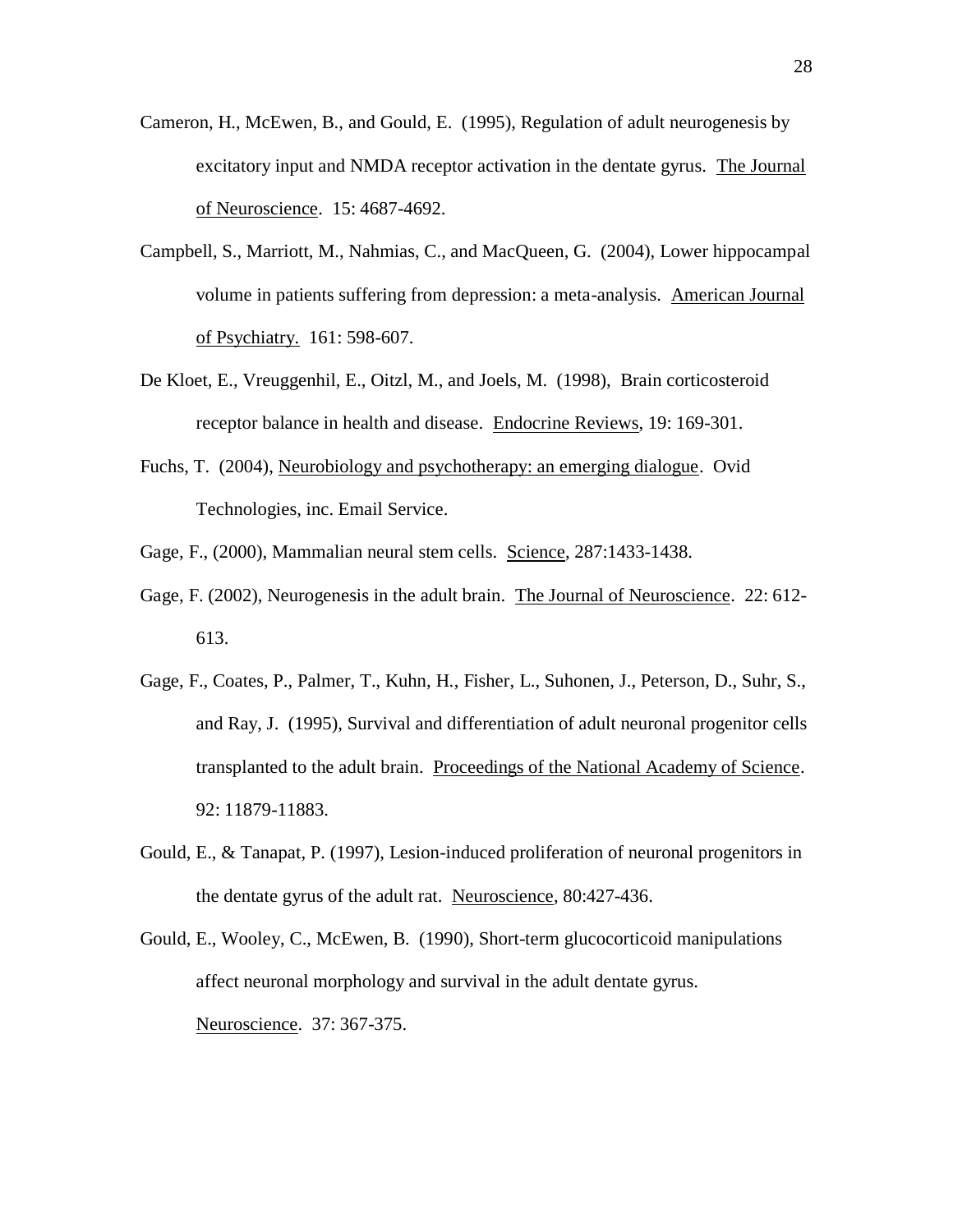Cameron, H., McEwen, B., and Gould, E. (1995), Regulation of adult neurogenesis by excitatory input and NMDA receptor activation in the dentate gyrus. The Journal of Neuroscience. 15: 4687-4692.

Campbell, S., Marriott, M., Nahmias, C., and MacQueen, G. (2004), Lower hippocampal volume in patients suffering from depression: a meta-analysis. American Journal of Psychiatry. 161: 598-607.

De Kloet, E., Vreuggenhil, E., Oitzl, M., and Joels, M. (1998), Brain corticosteroid receptor balance in health and disease. Endocrine Reviews, 19: 169-301.

Fuchs, T. (2004), Neurobiology and psychotherapy: an emerging dialogue. Ovid Technologies, inc. Email Service.

Gage, F., (2000), Mammalian neural stem cells. Science, 287:1433-1438.

Gage, F. (2002), Neurogenesis in the adult brain. The Journal of Neuroscience. 22: 612-613.

Gage, F., Coates, P., Palmer, T., Kuhn, H., Fisher, L., Suhonen, J., Peterson, D., Suhr, S., and Ray, J. (1995), Survival and differentiation of adult neuronal progenitor cells transplanted to the adult brain. Proceedings of the National Academy of Science. 92: 11879-11883.

Gould, E., & Tanapat, P. (1997), Lesion-induced proliferation of neuronal progenitors in the dentate gyrus of the adult rat. Neuroscience, 80:427-436.

Gould, E., Wooley, C., McEwen, B. (1990), Short-term glucocorticoid manipulations affect neuronal morphology and survival in the adult dentate gyrus. Neuroscience. 37: 367-375.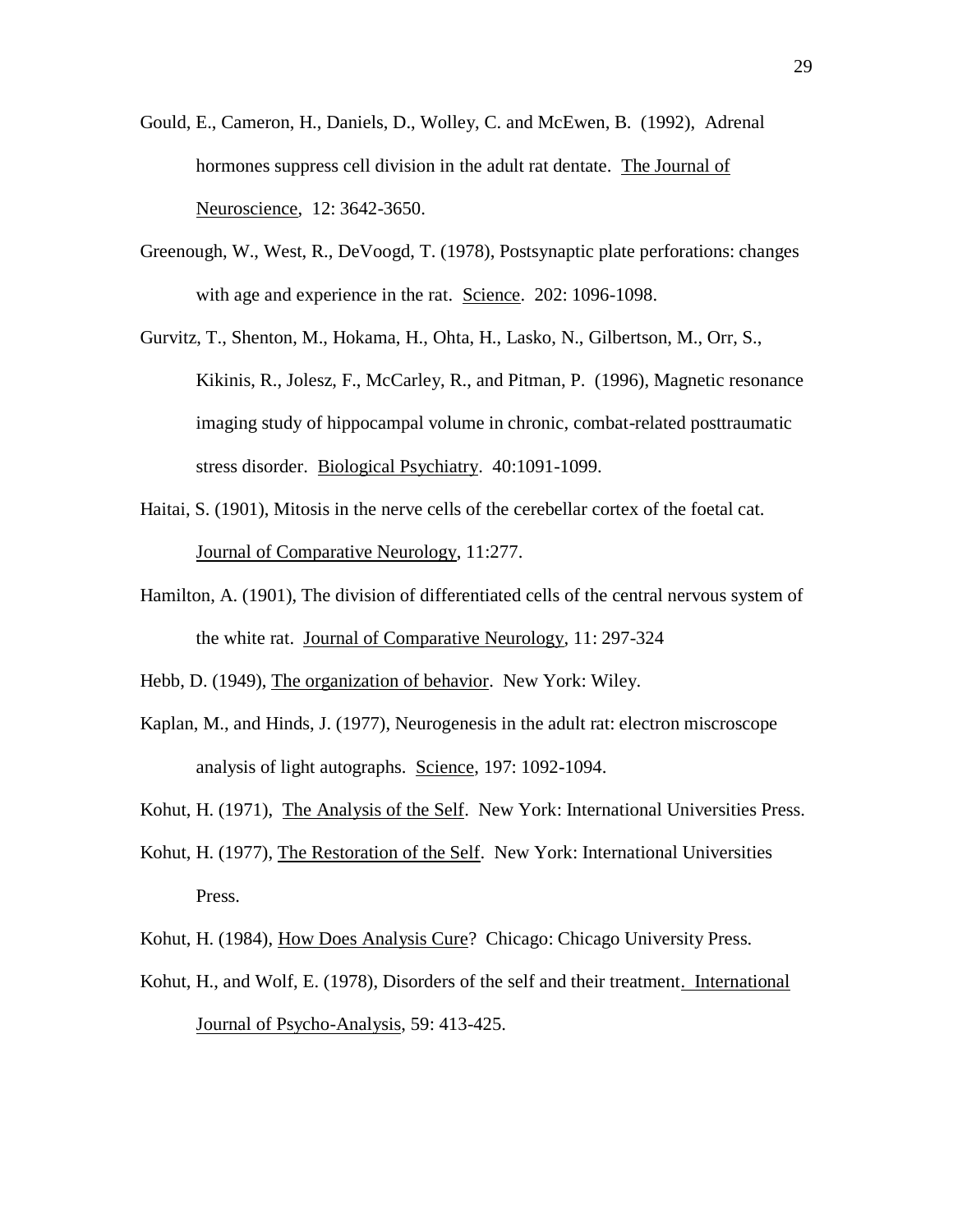Gould, E., Cameron, H., Daniels, D., Wolley, C. and McEwen, B. (1992), Adrenal hormones suppress cell division in the adult rat dentate. The Journal of Neuroscience, 12: 3642-3650.

Greenough, W., West, R., DeVoogd, T. (1978), Postsynaptic plate perforations: changes with age and experience in the rat. Science. 202: 1096-1098.

Gurvitz, T., Shenton, M., Hokama, H., Ohta, H., Lasko, N., Gilbertson, M., Orr, S., Kikinis, R., Jolesz, F., McCarley, R., and Pitman, P. (1996), Magnetic resonance imaging study of hippocampal volume in chronic, combat-related posttraumatic stress disorder. Biological Psychiatry. 40:1091-1099.

Haitai, S. (1901), Mitosis in the nerve cells of the cerebellar cortex of the foetal cat. Journal of Comparative Neurology, 11:277.

Hamilton, A. (1901), The division of differentiated cells of the central nervous system of the white rat. Journal of Comparative Neurology, 11: 297-324

Hebb, D. (1949), The organization of behavior. New York: Wiley.

Kaplan, M., and Hinds, J. (1977), Neurogenesis in the adult rat: electron miscroscope analysis of light autographs. Science, 197: 1092-1094.

Kohut, H. (1971), The Analysis of the Self. New York: International Universities Press.

Kohut, H. (1977), The Restoration of the Self. New York: International Universities Press.

Kohut, H. (1984), How Does Analysis Cure? Chicago: Chicago University Press.

Kohut, H., and Wolf, E. (1978), Disorders of the self and their treatment. International Journal of Psycho-Analysis, 59: 413-425.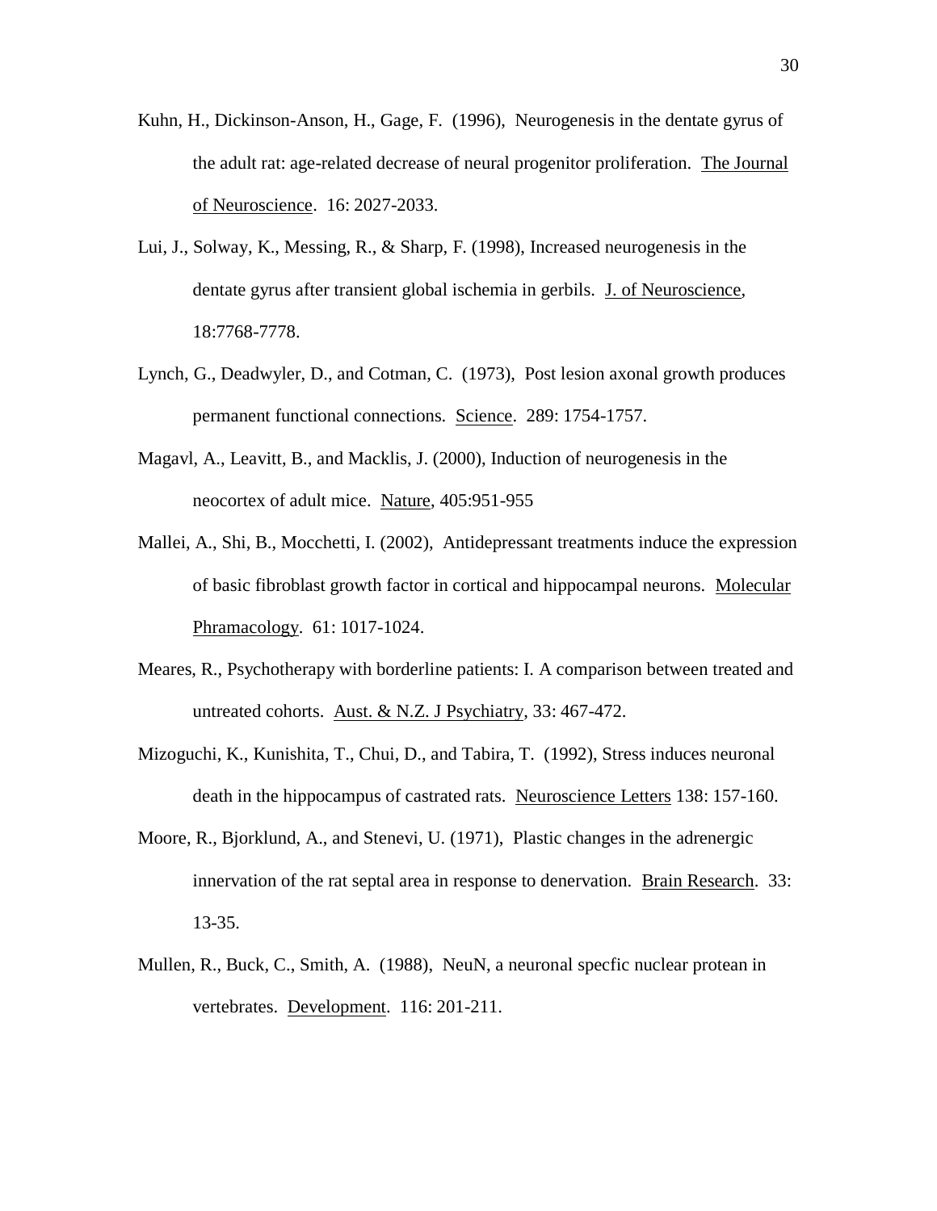Kuhn, H., Dickinson-Anson, H., Gage, F. (1996), Neurogenesis in the dentate gyrus of the adult rat: age-related decrease of neural progenitor proliferation. The Journal of Neuroscience. 16: 2027-2033.

Lui, J., Solway, K., Messing, R., & Sharp, F. (1998), Increased neurogenesis in the dentate gyrus after transient global ischemia in gerbils. J. of Neuroscience, 18:7768-7778.

Lynch, G., Deadwyler, D., and Cotman, C. (1973), Post lesion axonal growth produces permanent functional connections. Science. 289: 1754-1757.

Magavl, A., Leavitt, B., and Macklis, J. (2000), Induction of neurogenesis in the neocortex of adult mice. Nature, 405:951-955

Mallei, A., Shi, B., Mocchetti, I. (2002), Antidepressant treatments induce the expression of basic fibroblast growth factor in cortical and hippocampal neurons. Molecular Phramacology. 61: 1017-1024.

Meares, R., Psychotherapy with borderline patients: I. A comparison between treated and untreated cohorts. Aust. & N.Z. J Psychiatry, 33: 467-472.

Mizoguchi, K., Kunishita, T., Chui, D., and Tabira, T. (1992), Stress induces neuronal death in the hippocampus of castrated rats. Neuroscience Letters 138: 157-160.

Moore, R., Bjorklund, A., and Stenevi, U. (1971), Plastic changes in the adrenergic innervation of the rat septal area in response to denervation. Brain Research. 33: 13-35.

Mullen, R., Buck, C., Smith, A. (1988), NeuN, a neuronal specfic nuclear protean in vertebrates. Development. 116: 201-211.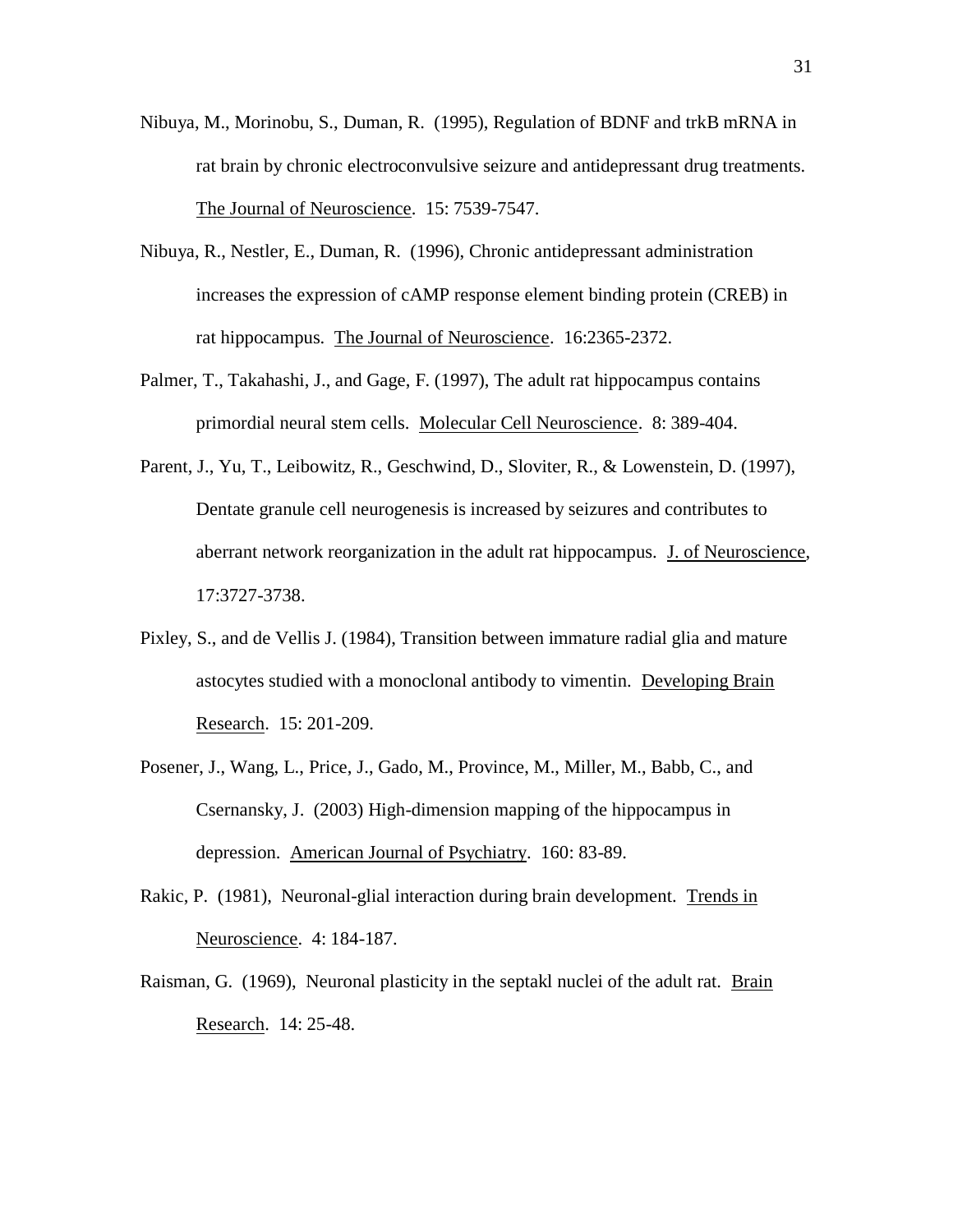Nibuya, M., Morinobu, S., Duman, R. (1995), Regulation of BDNF and trkB mRNA in rat brain by chronic electroconvulsive seizure and antidepressant drug treatments. The Journal of Neuroscience. 15: 7539-7547.

Nibuya, R., Nestler, E., Duman, R. (1996), Chronic antidepressant administration increases the expression of cAMP response element binding protein (CREB) in rat hippocampus. The Journal of Neuroscience. 16:2365-2372.

Palmer, T., Takahashi, J., and Gage, F. (1997), The adult rat hippocampus contains primordial neural stem cells. Molecular Cell Neuroscience. 8: 389-404.

Parent, J., Yu, T., Leibowitz, R., Geschwind, D., Sloviter, R., & Lowenstein, D. (1997), Dentate granule cell neurogenesis is increased by seizures and contributes to aberrant network reorganization in the adult rat hippocampus. J. of Neuroscience, 17:3727-3738.

Pixley, S., and de Vellis J. (1984), Transition between immature radial glia and mature astocytes studied with a monoclonal antibody to vimentin. Developing Brain Research. 15: 201-209.

Posener, J., Wang, L., Price, J., Gado, M., Province, M., Miller, M., Babb, C., and Csernansky, J. (2003) High-dimension mapping of the hippocampus in depression. American Journal of Psychiatry. 160: 83-89.

Rakic, P. (1981), Neuronal-glial interaction during brain development. Trends in Neuroscience. 4: 184-187.

Raisman, G. (1969), Neuronal plasticity in the septakl nuclei of the adult rat. Brain Research. 14: 25-48.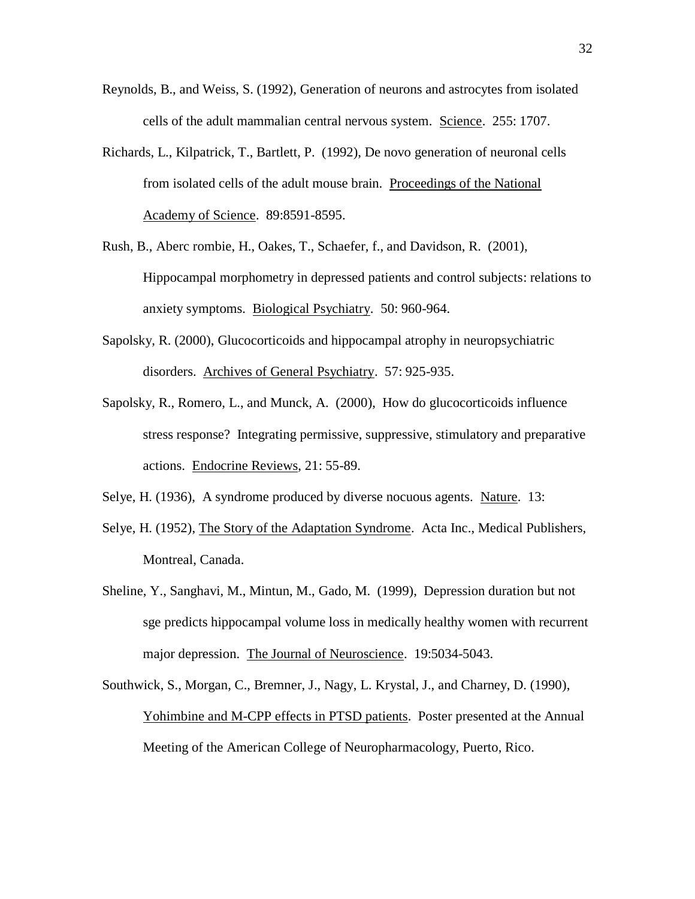Reynolds, B., and Weiss, S. (1992), Generation of neurons and astrocytes from isolated cells of the adult mammalian central nervous system. Science. 255: 1707.

Richards, L., Kilpatrick, T., Bartlett, P. (1992), De novo generation of neuronal cells from isolated cells of the adult mouse brain. Proceedings of the National Academy of Science. 89:8591-8595.

Rush, B., Aberc rombie, H., Oakes, T., Schaefer, f., and Davidson, R. (2001), Hippocampal morphometry in depressed patients and control subjects: relations to anxiety symptoms. Biological Psychiatry. 50: 960-964.

Sapolsky, R. (2000), Glucocorticoids and hippocampal atrophy in neuropsychiatric disorders. Archives of General Psychiatry. 57: 925-935.

Sapolsky, R., Romero, L., and Munck, A. (2000), How do glucocorticoids influence stress response? Integrating permissive, suppressive, stimulatory and preparative actions. Endocrine Reviews, 21: 55-89.

Selye, H. (1936), A syndrome produced by diverse nocuous agents. Nature. 13:

Selye, H. (1952), The Story of the Adaptation Syndrome. Acta Inc., Medical Publishers, Montreal, Canada.

Sheline, Y., Sanghavi, M., Mintun, M., Gado, M. (1999), Depression duration but not sge predicts hippocampal volume loss in medically healthy women with recurrent major depression. The Journal of Neuroscience. 19:5034-5043.

Southwick, S., Morgan, C., Bremner, J., Nagy, L. Krystal, J., and Charney, D. (1990), Yohimbine and M-CPP effects in PTSD patients. Poster presented at the Annual Meeting of the American College of Neuropharmacology, Puerto, Rico.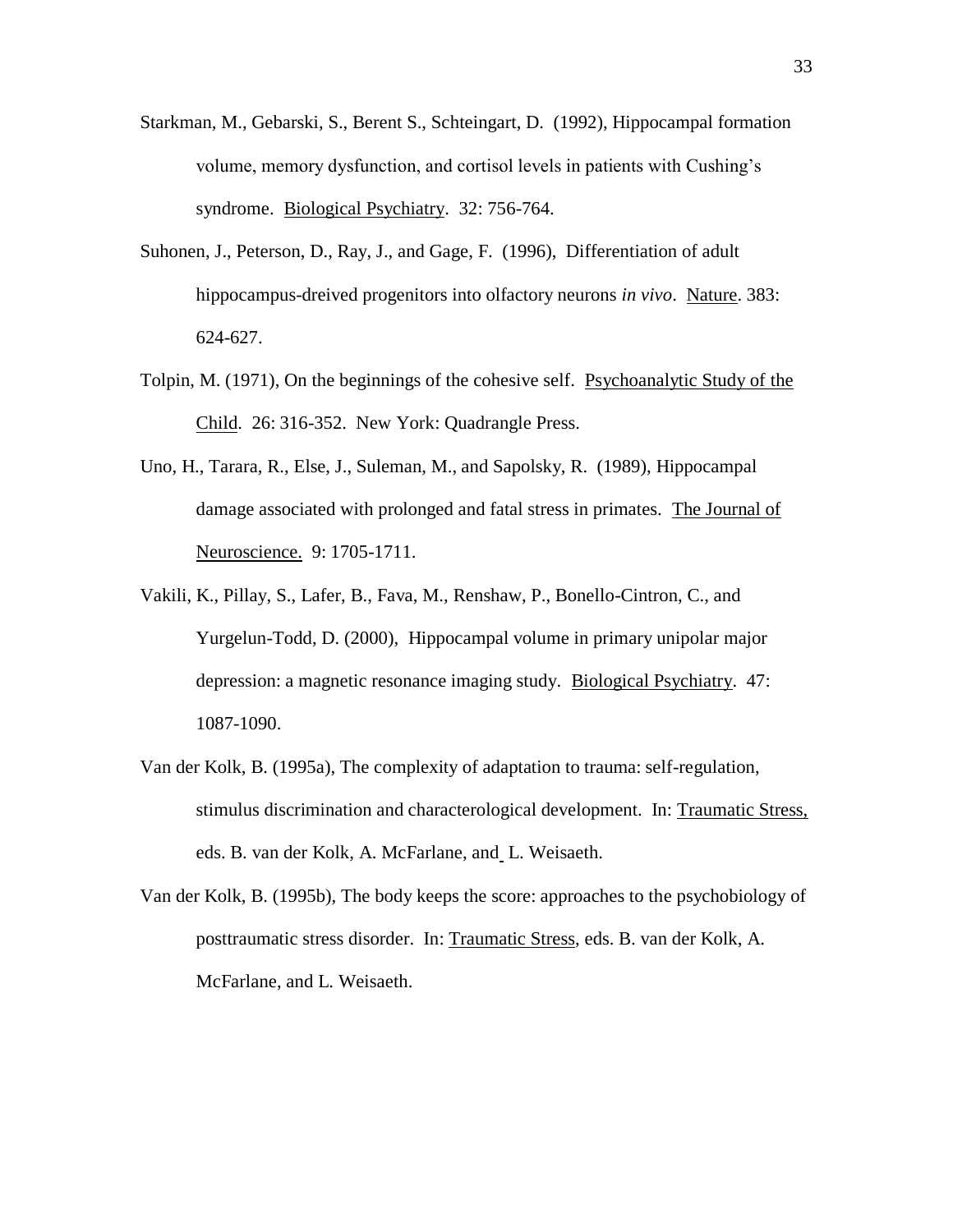Starkman, M., Gebarski, S., Berent S., Schteingart, D. (1992), Hippocampal formation volume, memory dysfunction, and cortisol levels in patients with Cushing's syndrome. Biological Psychiatry. 32: 756-764.

Suhonen, J., Peterson, D., Ray, J., and Gage, F. (1996), Differentiation of adult hippocampus-dreived progenitors into olfactory neurons *in vivo*. Nature. 383: 624-627.

Tolpin, M. (1971), On the beginnings of the cohesive self. Psychoanalytic Study of the Child. 26: 316-352. New York: Quadrangle Press.

Uno, H., Tarara, R., Else, J., Suleman, M., and Sapolsky, R. (1989), Hippocampal damage associated with prolonged and fatal stress in primates. The Journal of Neuroscience. 9: 1705-1711.

Vakili, K., Pillay, S., Lafer, B., Fava, M., Renshaw, P., Bonello-Cintron, C., and Yurgelun-Todd, D. (2000), Hippocampal volume in primary unipolar major depression: a magnetic resonance imaging study. Biological Psychiatry. 47: 1087-1090.

Van der Kolk, B. (1995a), The complexity of adaptation to trauma: self-regulation, stimulus discrimination and characterological development. In: Traumatic Stress, eds. B. van der Kolk, A. McFarlane, and L. Weisaeth.

Van der Kolk, B. (1995b), The body keeps the score: approaches to the psychobiology of posttraumatic stress disorder. In: Traumatic Stress, eds. B. van der Kolk, A. McFarlane, and L. Weisaeth.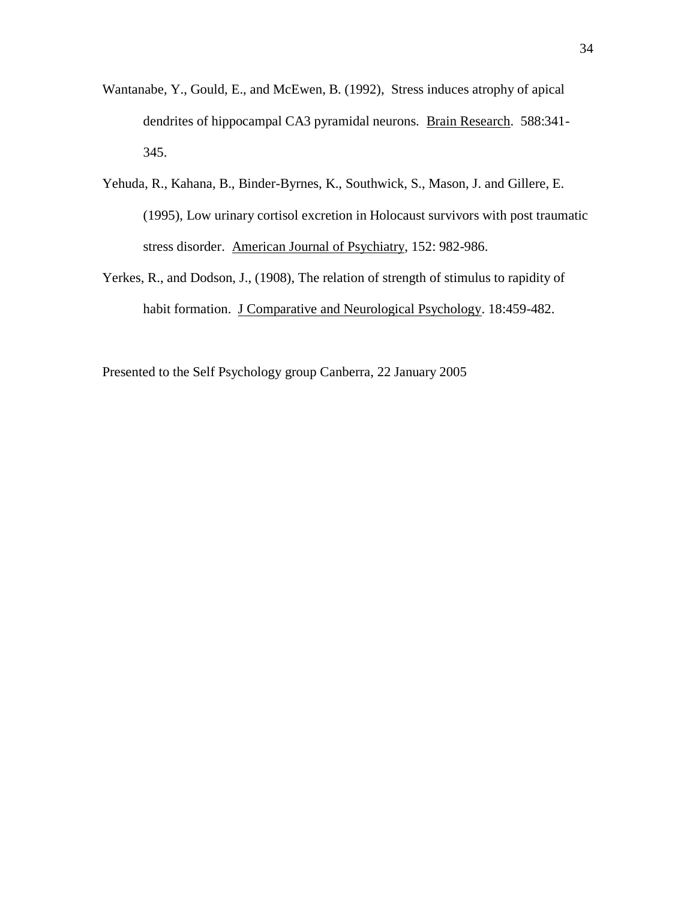Wantanabe, Y., Gould, E., and McEwen, B. (1992), Stress induces atrophy of apical dendrites of hippocampal CA3 pyramidal neurons. Brain Research. 588:341-345.

Yehuda, R., Kahana, B., Binder-Byrnes, K., Southwick, S., Mason, J. and Gillere, E. (1995), Low urinary cortisol excretion in Holocaust survivors with post traumatic stress disorder. American Journal of Psychiatry, 152: 982-986.

Yerkes, R., and Dodson, J., (1908), The relation of strength of stimulus to rapidity of habit formation. J Comparative and Neurological Psychology. 18:459-482.

Presented to the Self Psychology group Canberra, 22 January 2005